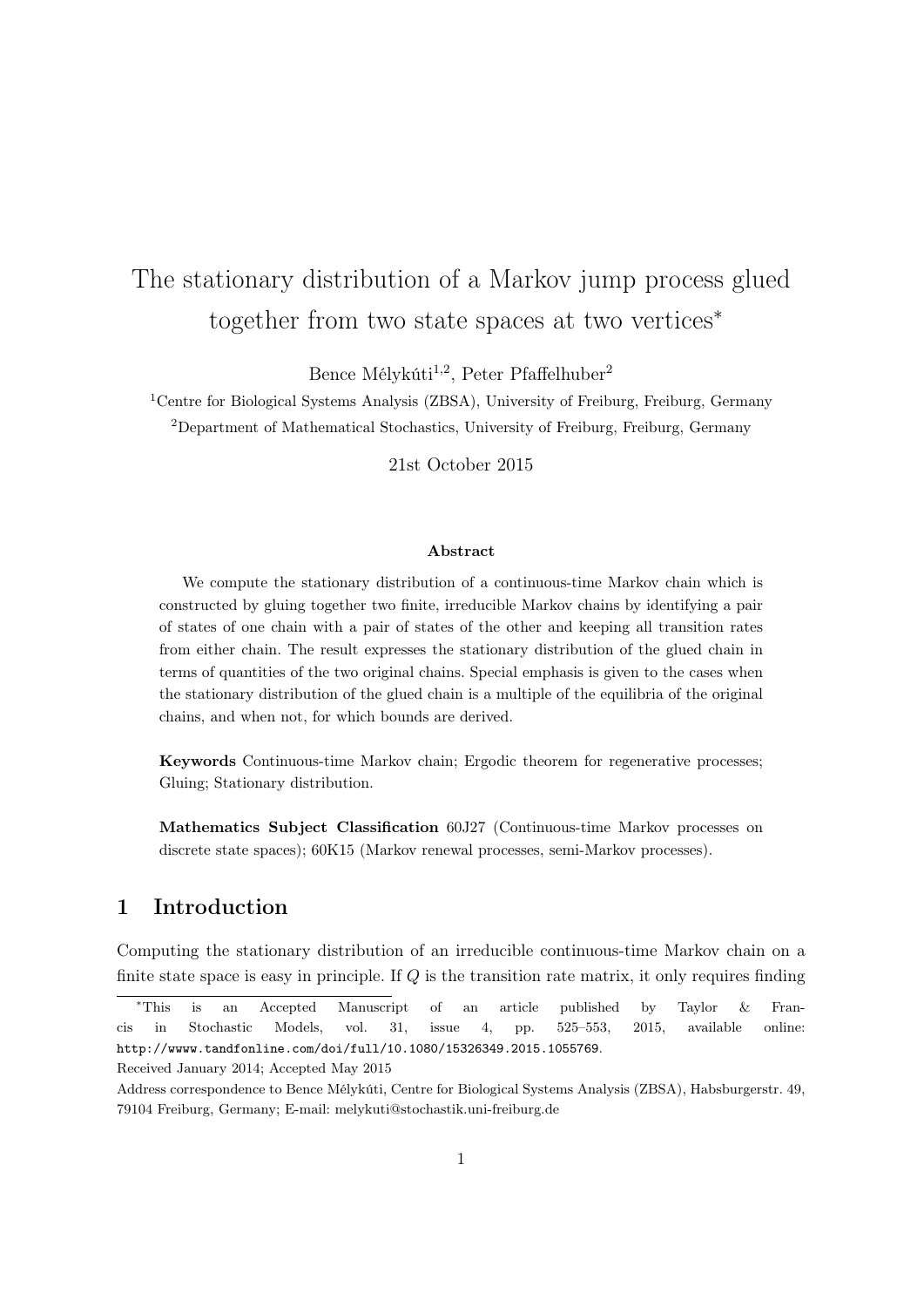# The stationary distribution of a Markov jump process glued together from two state spaces at two vertices*

Bence Mélykúti[1,2], Peter Pfaffelhuber[2]

[1]Centre for Biological Systems Analysis (ZBSA), University of Freiburg, Freiburg, Germany

[2]Department of Mathematical Stochastics, University of Freiburg, Freiburg, Germany

21st October 2015

**Abstract**

We compute the stationary distribution of a continuous-time Markov chain which is constructed by gluing together two finite, irreducible Markov chains by identifying a pair of states of one chain with a pair of states of the other and keeping all transition rates from either chain. The result expresses the stationary distribution of the glued chain in terms of quantities of the two original chains. Special emphasis is given to the cases when the stationary distribution of the glued chain is a multiple of the equilibria of the original chains, and when not, for which bounds are derived.

**Keywords** Continuous-time Markov chain; Ergodic theorem for regenerative processes; Gluing; Stationary distribution.

**Mathematics Subject Classification** 60J27 (Continuous-time Markov processes on discrete state spaces); 60K15 (Markov renewal processes, semi-Markov processes).

## 1 Introduction

Computing the stationary distribution of an irreducible continuous-time Markov chain on a finite state space is easy in principle. If $Q$ is the transition rate matrix, it only requires finding

---

*This is an Accepted Manuscript of an article published by Taylor & Francis in Stochastic Models, vol. 31, issue 4, pp. 525–553, 2015, available online: http://wwww.tandfonline.com/doi/full/10.1080/15326349.2015.1055769.

Received January 2014; Accepted May 2015

Address correspondence to Bence Mélykúti, Centre for Biological Systems Analysis (ZBSA), Habsburgerstr. 49, 79104 Freiburg, Germany; E-mail: melykuti@stochastik.uni-freiburg.de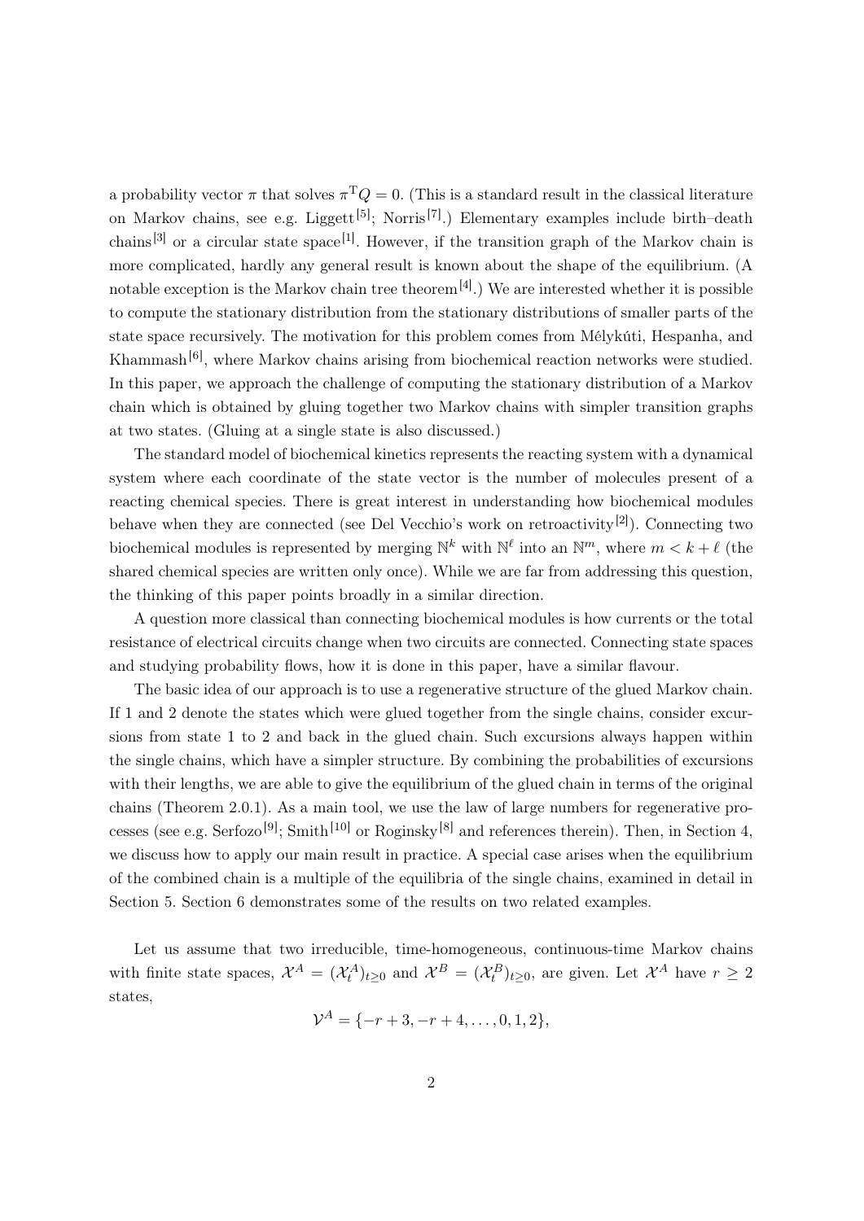a probability vector $\pi$ that solves $\pi^{\mathrm{T}} Q = 0$. (This is a standard result in the classical literature on Markov chains, see e.g. Liggett[5]; Norris[7].) Elementary examples include birth–death chains[3] or a circular state space[1]. However, if the transition graph of the Markov chain is more complicated, hardly any general result is known about the shape of the equilibrium. (A notable exception is the Markov chain tree theorem[4].) We are interested whether it is possible to compute the stationary distribution from the stationary distributions of smaller parts of the state space recursively. The motivation for this problem comes from Mélykúti, Hespanha, and Khammash[6], where Markov chains arising from biochemical reaction networks were studied. In this paper, we approach the challenge of computing the stationary distribution of a Markov chain which is obtained by gluing together two Markov chains with simpler transition graphs at two states. (Gluing at a single state is also discussed.)

The standard model of biochemical kinetics represents the reacting system with a dynamical system where each coordinate of the state vector is the number of molecules present of a reacting chemical species. There is great interest in understanding how biochemical modules behave when they are connected (see Del Vecchio's work on retroactivity[2]). Connecting two biochemical modules is represented by merging $\mathbb{N}^k$ with $\mathbb{N}^\ell$ into an $\mathbb{N}^m$, where $m < k + \ell$ (the shared chemical species are written only once). While we are far from addressing this question, the thinking of this paper points broadly in a similar direction.

A question more classical than connecting biochemical modules is how currents or the total resistance of electrical circuits change when two circuits are connected. Connecting state spaces and studying probability flows, how it is done in this paper, have a similar flavour.

The basic idea of our approach is to use a regenerative structure of the glued Markov chain. If 1 and 2 denote the states which were glued together from the single chains, consider excursions from state 1 to 2 and back in the glued chain. Such excursions always happen within the single chains, which have a simpler structure. By combining the probabilities of excursions with their lengths, we are able to give the equilibrium of the glued chain in terms of the original chains (Theorem 2.0.1). As a main tool, we use the law of large numbers for regenerative processes (see e.g. Serfozo[9]; Smith[10] or Roginsky[8] and references therein). Then, in Section 4, we discuss how to apply our main result in practice. A special case arises when the equilibrium of the combined chain is a multiple of the equilibria of the single chains, examined in detail in Section 5. Section 6 demonstrates some of the results on two related examples.

Let us assume that two irreducible, time-homogeneous, continuous-time Markov chains with finite state spaces, $\mathcal{X}^A = (\mathcal{X}^A_t)_{t \geq 0}$ and $\mathcal{X}^B = (\mathcal{X}^B_t)_{t \geq 0}$, are given. Let $\mathcal{X}^A$ have $r \geq 2$ states,

$$\mathcal{V}^A = \{-r+3, -r+4, \ldots, 0, 1, 2\},$$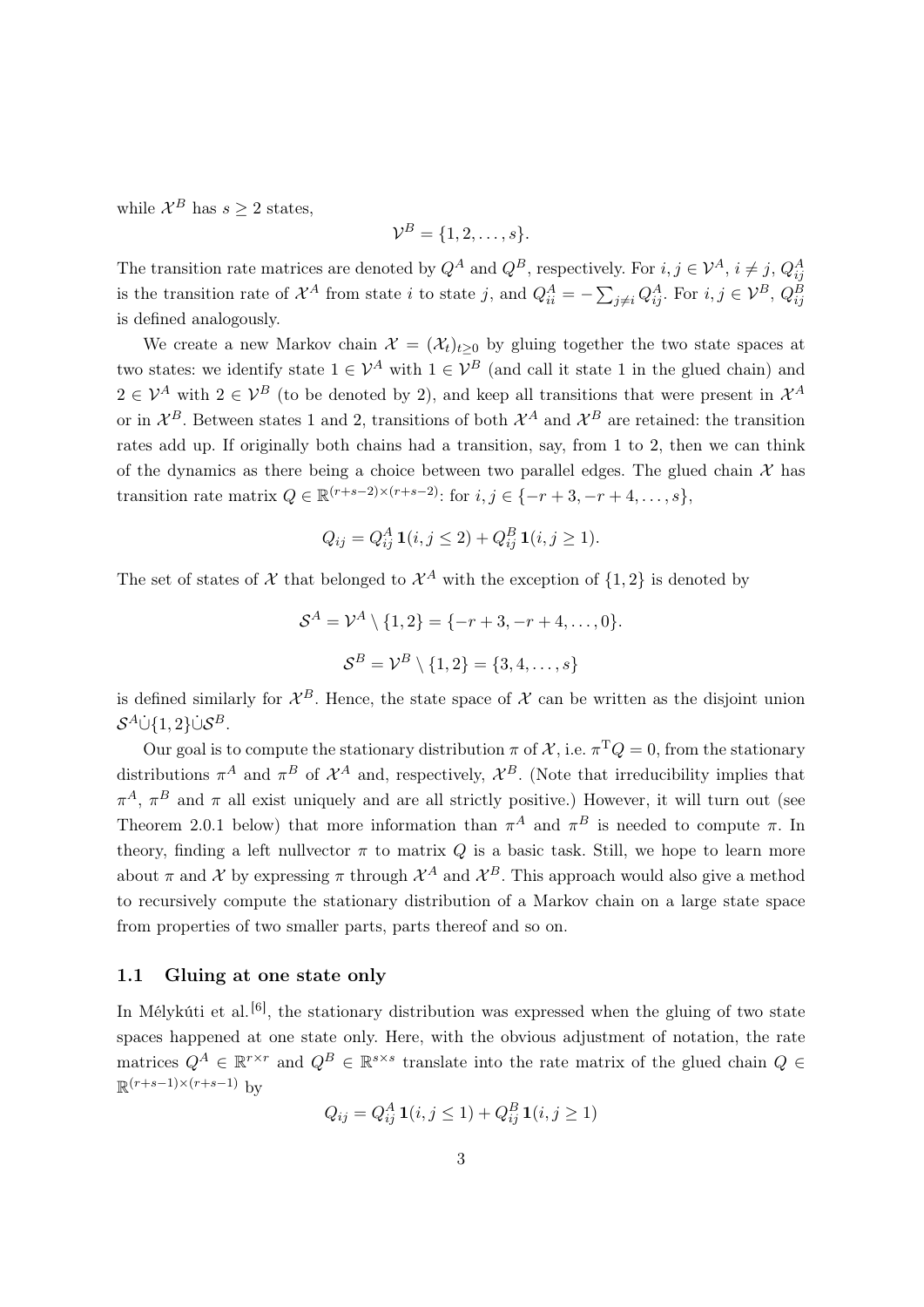while $\mathcal{X}^B$ has $s \geq 2$ states,

$$\mathcal{V}^B = \{1, 2, \ldots, s\}.$$

The transition rate matrices are denoted by $Q^A$ and $Q^B$, respectively. For $i, j \in \mathcal{V}^A$, $i \neq j$, $Q^A_{ij}$ is the transition rate of $\mathcal{X}^A$ from state $i$ to state $j$, and $Q^A_{ii} = -\sum_{j \neq i} Q^A_{ij}$. For $i, j \in \mathcal{V}^B$, $Q^B_{ij}$ is defined analogously.

We create a new Markov chain $\mathcal{X} = (\mathcal{X}_t)_{t \geq 0}$ by gluing together the two state spaces at two states: we identify state $1 \in \mathcal{V}^A$ with $1 \in \mathcal{V}^B$ (and call it state 1 in the glued chain) and $2 \in \mathcal{V}^A$ with $2 \in \mathcal{V}^B$ (to be denoted by 2), and keep all transitions that were present in $\mathcal{X}^A$ or in $\mathcal{X}^B$. Between states 1 and 2, transitions of both $\mathcal{X}^A$ and $\mathcal{X}^B$ are retained: the transition rates add up. If originally both chains had a transition, say, from 1 to 2, then we can think of the dynamics as there being a choice between two parallel edges. The glued chain $\mathcal{X}$ has transition rate matrix $Q \in \mathbb{R}^{(r+s-2) \times (r+s-2)}$: for $i, j \in \{-r+3, -r+4, \ldots, s\}$,

$$Q_{ij} = Q^A_{ij} \, \mathbf{1}(i, j \leq 2) + Q^B_{ij} \, \mathbf{1}(i, j \geq 1).$$

The set of states of $\mathcal{X}$ that belonged to $\mathcal{X}^A$ with the exception of $\{1, 2\}$ is denoted by

$$\mathcal{S}^A = \mathcal{V}^A \setminus \{1, 2\} = \{-r+3, -r+4, \ldots, 0\}.$$

$$\mathcal{S}^B = \mathcal{V}^B \setminus \{1, 2\} = \{3, 4, \ldots, s\}$$

is defined similarly for $\mathcal{X}^B$. Hence, the state space of $\mathcal{X}$ can be written as the disjoint union $\mathcal{S}^A \dot{\cup} \{1, 2\} \dot{\cup} \mathcal{S}^B$.

Our goal is to compute the stationary distribution $\pi$ of $\mathcal{X}$, i.e. $\pi^{\mathrm{T}} Q = 0$, from the stationary distributions $\pi^A$ and $\pi^B$ of $\mathcal{X}^A$ and, respectively, $\mathcal{X}^B$. (Note that irreducibility implies that $\pi^A$, $\pi^B$ and $\pi$ all exist uniquely and are all strictly positive.) However, it will turn out (see Theorem 2.0.1 below) that more information than $\pi^A$ and $\pi^B$ is needed to compute $\pi$. In theory, finding a left nullvector $\pi$ to matrix $Q$ is a basic task. Still, we hope to learn more about $\pi$ and $\mathcal{X}$ by expressing $\pi$ through $\mathcal{X}^A$ and $\mathcal{X}^B$. This approach would also give a method to recursively compute the stationary distribution of a Markov chain on a large state space from properties of two smaller parts, parts thereof and so on.

### 1.1 Gluing at one state only

In Mélykúti et al.[6], the stationary distribution was expressed when the gluing of two state spaces happened at one state only. Here, with the obvious adjustment of notation, the rate matrices $Q^A \in \mathbb{R}^{r \times r}$ and $Q^B \in \mathbb{R}^{s \times s}$ translate into the rate matrix of the glued chain $Q \in \mathbb{R}^{(r+s-1) \times (r+s-1)}$ by

$$Q_{ij} = Q^A_{ij} \, \mathbf{1}(i, j \leq 1) + Q^B_{ij} \, \mathbf{1}(i, j \geq 1)$$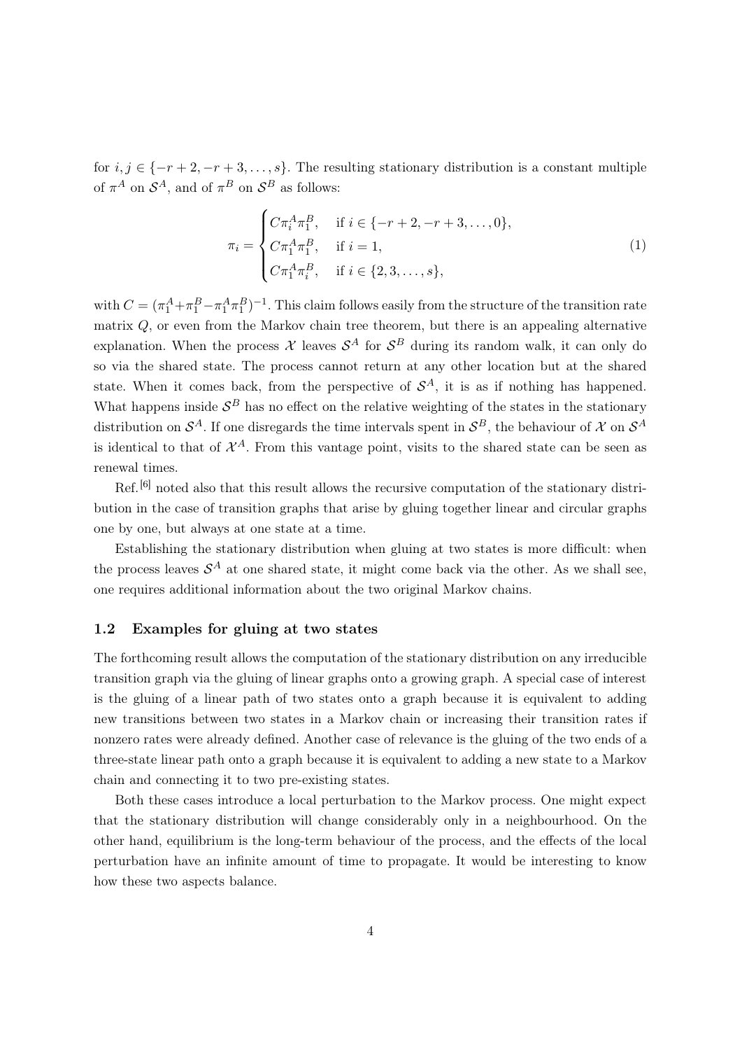for $i, j \in \{-r+2, -r+3, \ldots, s\}$. The resulting stationary distribution is a constant multiple of $\pi^A$ on $\mathcal{S}^A$, and of $\pi^B$ on $\mathcal{S}^B$ as follows:

$$\pi_i = \begin{cases} C\pi_i^A \pi_1^B, & \text{if } i \in \{-r+2, -r+3, \ldots, 0\}, \\ C\pi_1^A \pi_1^B, & \text{if } i = 1, \\ C\pi_1^A \pi_i^B, & \text{if } i \in \{2, 3, \ldots, s\}, \end{cases} \tag{1}$$

with $C = (\pi_1^A + \pi_1^B - \pi_1^A \pi_1^B)^{-1}$. This claim follows easily from the structure of the transition rate matrix $Q$, or even from the Markov chain tree theorem, but there is an appealing alternative explanation. When the process $\mathcal{X}$ leaves $\mathcal{S}^A$ for $\mathcal{S}^B$ during its random walk, it can only do so via the shared state. The process cannot return at any other location but at the shared state. When it comes back, from the perspective of $\mathcal{S}^A$, it is as if nothing has happened. What happens inside $\mathcal{S}^B$ has no effect on the relative weighting of the states in the stationary distribution on $\mathcal{S}^A$. If one disregards the time intervals spent in $\mathcal{S}^B$, the behaviour of $\mathcal{X}$ on $\mathcal{S}^A$ is identical to that of $\mathcal{X}^A$. From this vantage point, visits to the shared state can be seen as renewal times.

Ref.[6] noted also that this result allows the recursive computation of the stationary distribution in the case of transition graphs that arise by gluing together linear and circular graphs one by one, but always at one state at a time.

Establishing the stationary distribution when gluing at two states is more difficult: when the process leaves $\mathcal{S}^A$ at one shared state, it might come back via the other. As we shall see, one requires additional information about the two original Markov chains.

### 1.2 Examples for gluing at two states

The forthcoming result allows the computation of the stationary distribution on any irreducible transition graph via the gluing of linear graphs onto a growing graph. A special case of interest is the gluing of a linear path of two states onto a graph because it is equivalent to adding new transitions between two states in a Markov chain or increasing their transition rates if nonzero rates were already defined. Another case of relevance is the gluing of the two ends of a three-state linear path onto a graph because it is equivalent to adding a new state to a Markov chain and connecting it to two pre-existing states.

Both these cases introduce a local perturbation to the Markov process. One might expect that the stationary distribution will change considerably only in a neighbourhood. On the other hand, equilibrium is the long-term behaviour of the process, and the effects of the local perturbation have an infinite amount of time to propagate. It would be interesting to know how these two aspects balance.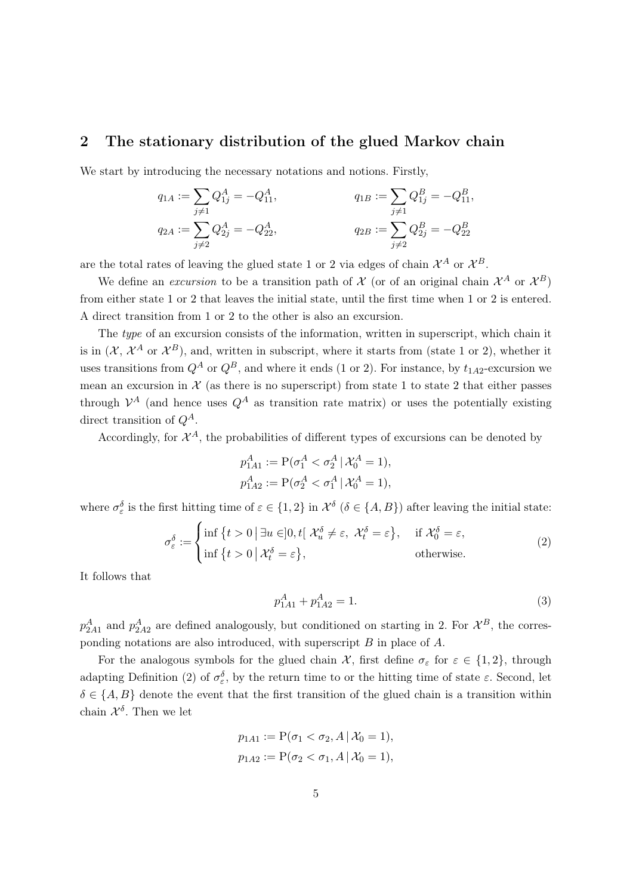## 2 The stationary distribution of the glued Markov chain

We start by introducing the necessary notations and notions. Firstly,

$$q_{1A} := \sum_{j \neq 1} Q^A_{1j} = -Q^A_{11}, \qquad q_{1B} := \sum_{j \neq 1} Q^B_{1j} = -Q^B_{11},$$
$$q_{2A} := \sum_{j \neq 2} Q^A_{2j} = -Q^A_{22}, \qquad q_{2B} := \sum_{j \neq 2} Q^B_{2j} = -Q^B_{22}$$

are the total rates of leaving the glued state 1 or 2 via edges of chain $\mathcal{X}^A$ or $\mathcal{X}^B$.

We define an *excursion* to be a transition path of $\mathcal{X}$ (or of an original chain $\mathcal{X}^A$ or $\mathcal{X}^B$) from either state 1 or 2 that leaves the initial state, until the first time when 1 or 2 is entered. A direct transition from 1 or 2 to the other is also an excursion.

The *type* of an excursion consists of the information, written in superscript, which chain it is in ($\mathcal{X}$, $\mathcal{X}^A$ or $\mathcal{X}^B$), and, written in subscript, where it starts from (state 1 or 2), whether it uses transitions from $Q^A$ or $Q^B$, and where it ends (1 or 2). For instance, by $t_{1A2}$-excursion we mean an excursion in $\mathcal{X}$ (as there is no superscript) from state 1 to state 2 that either passes through $\mathcal{V}^A$ (and hence uses $Q^A$ as transition rate matrix) or uses the potentially existing direct transition of $Q^A$.

Accordingly, for $\mathcal{X}^A$, the probabilities of different types of excursions can be denoted by

$$p^A_{1A1} := \mathrm{P}(\sigma^A_1 < \sigma^A_2 \,|\, \mathcal{X}^A_0 = 1),$$
$$p^A_{1A2} := \mathrm{P}(\sigma^A_2 < \sigma^A_1 \,|\, \mathcal{X}^A_0 = 1),$$

where $\sigma^\delta_\varepsilon$ is the first hitting time of $\varepsilon \in \{1, 2\}$ in $\mathcal{X}^\delta$ ($\delta \in \{A, B\}$) after leaving the initial state:

$$\sigma^\delta_\varepsilon := \begin{cases} \inf\left\{t > 0 \,\middle|\, \exists u \in ]0, t[ \ \mathcal{X}^\delta_u \neq \varepsilon, \ \mathcal{X}^\delta_t = \varepsilon\right\}, & \text{if } \mathcal{X}^\delta_0 = \varepsilon, \\ \inf\left\{t > 0 \,\middle|\, \mathcal{X}^\delta_t = \varepsilon\right\}, & \text{otherwise.} \end{cases} \tag{2}$$

It follows that

$$p^A_{1A1} + p^A_{1A2} = 1. \tag{3}$$

$p^A_{2A1}$ and $p^A_{2A2}$ are defined analogously, but conditioned on starting in 2. For $\mathcal{X}^B$, the corresponding notations are also introduced, with superscript $B$ in place of $A$.

For the analogous symbols for the glued chain $\mathcal{X}$, first define $\sigma_\varepsilon$ for $\varepsilon \in \{1, 2\}$, through adapting Definition (2) of $\sigma^\delta_\varepsilon$, by the return time to or the hitting time of state $\varepsilon$. Second, let $\delta \in \{A, B\}$ denote the event that the first transition of the glued chain is a transition within chain $\mathcal{X}^\delta$. Then we let

$$p_{1A1} := \mathrm{P}(\sigma_1 < \sigma_2, A \,|\, \mathcal{X}_0 = 1),$$
$$p_{1A2} := \mathrm{P}(\sigma_2 < \sigma_1, A \,|\, \mathcal{X}_0 = 1),$$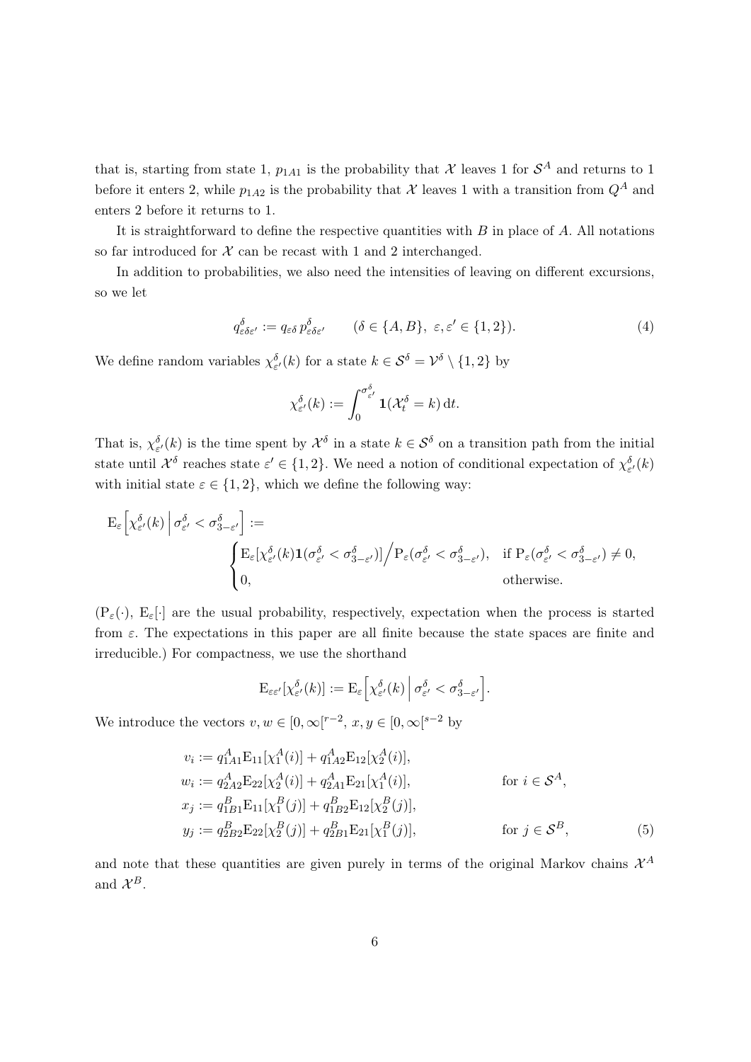that is, starting from state 1, $p_{1A1}$ is the probability that $\mathcal{X}$ leaves 1 for $\mathcal{S}^A$ and returns to 1 before it enters 2, while $p_{1A2}$ is the probability that $\mathcal{X}$ leaves 1 with a transition from $Q^A$ and enters 2 before it returns to 1.

It is straightforward to define the respective quantities with $B$ in place of $A$. All notations so far introduced for $\mathcal{X}$ can be recast with 1 and 2 interchanged.

In addition to probabilities, we also need the intensities of leaving on different excursions, so we let

$$q^{\delta}_{\varepsilon\delta\varepsilon'} := q_{\varepsilon\delta}\, p^{\delta}_{\varepsilon\delta\varepsilon'} \qquad (\delta \in \{A, B\},\ \varepsilon, \varepsilon' \in \{1, 2\}). \tag{4}$$

We define random variables $\chi^{\delta}_{\varepsilon'}(k)$ for a state $k \in \mathcal{S}^{\delta} = \mathcal{V}^{\delta} \setminus \{1, 2\}$ by

$$\chi^{\delta}_{\varepsilon'}(k) := \int_0^{\sigma^{\delta}_{\varepsilon'}} \mathbf{1}(\mathcal{X}^{\delta}_t = k)\, \mathrm{d}t.$$

That is, $\chi^{\delta}_{\varepsilon'}(k)$ is the time spent by $\mathcal{X}^{\delta}$ in a state $k \in \mathcal{S}^{\delta}$ on a transition path from the initial state until $\mathcal{X}^{\delta}$ reaches state $\varepsilon' \in \{1, 2\}$. We need a notion of conditional expectation of $\chi^{\delta}_{\varepsilon'}(k)$ with initial state $\varepsilon \in \{1, 2\}$, which we define the following way:

$$\mathrm{E}_{\varepsilon}\Big[\chi^{\delta}_{\varepsilon'}(k)\,\Big|\,\sigma^{\delta}_{\varepsilon'} < \sigma^{\delta}_{3-\varepsilon'}\Big] := \begin{cases} \mathrm{E}_{\varepsilon}[\chi^{\delta}_{\varepsilon'}(k)\mathbf{1}(\sigma^{\delta}_{\varepsilon'} < \sigma^{\delta}_{3-\varepsilon'})]\Big/\mathrm{P}_{\varepsilon}(\sigma^{\delta}_{\varepsilon'} < \sigma^{\delta}_{3-\varepsilon'}), & \text{if } \mathrm{P}_{\varepsilon}(\sigma^{\delta}_{\varepsilon'} < \sigma^{\delta}_{3-\varepsilon'}) \neq 0, \\ 0, & \text{otherwise.} \end{cases}$$

($\mathrm{P}_{\varepsilon}(\cdot)$, $\mathrm{E}_{\varepsilon}[\cdot]$ are the usual probability, respectively, expectation when the process is started from $\varepsilon$. The expectations in this paper are all finite because the state spaces are finite and irreducible.) For compactness, we use the shorthand

$$\mathrm{E}_{\varepsilon\varepsilon'}[\chi^{\delta}_{\varepsilon'}(k)] := \mathrm{E}_{\varepsilon}\Big[\chi^{\delta}_{\varepsilon'}(k)\,\Big|\,\sigma^{\delta}_{\varepsilon'} < \sigma^{\delta}_{3-\varepsilon'}\Big].$$

We introduce the vectors $v, w \in [0, \infty[^{r-2}$, $x, y \in [0, \infty[^{s-2}$ by

$$\begin{aligned}
v_i &:= q^{A}_{1A1}\mathrm{E}_{11}[\chi^{A}_{1}(i)] + q^{A}_{1A2}\mathrm{E}_{12}[\chi^{A}_{2}(i)], \\
w_i &:= q^{A}_{2A2}\mathrm{E}_{22}[\chi^{A}_{2}(i)] + q^{A}_{2A1}\mathrm{E}_{21}[\chi^{A}_{1}(i)], && \text{for } i \in \mathcal{S}^A, \\
x_j &:= q^{B}_{1B1}\mathrm{E}_{11}[\chi^{B}_{1}(j)] + q^{B}_{1B2}\mathrm{E}_{12}[\chi^{B}_{2}(j)], \\
y_j &:= q^{B}_{2B2}\mathrm{E}_{22}[\chi^{B}_{2}(j)] + q^{B}_{2B1}\mathrm{E}_{21}[\chi^{B}_{1}(j)], && \text{for } j \in \mathcal{S}^B,
\end{aligned} \tag{5}$$

and note that these quantities are given purely in terms of the original Markov chains $\mathcal{X}^A$ and $\mathcal{X}^B$.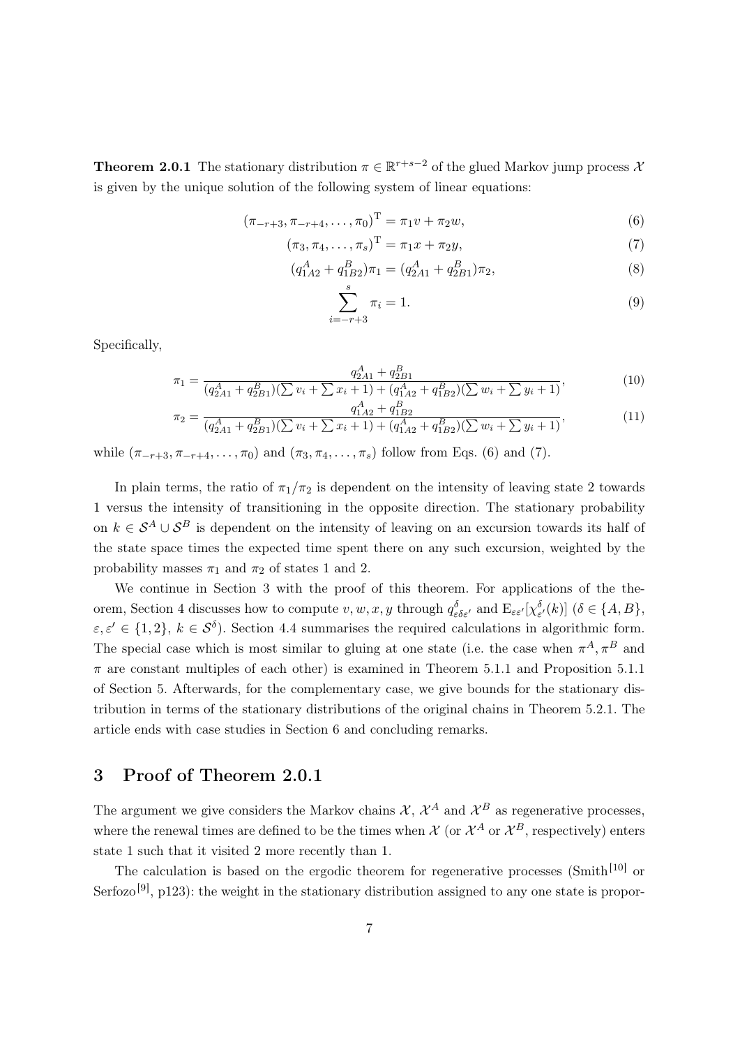**Theorem 2.0.1** The stationary distribution $\pi \in \mathbb{R}^{r+s-2}$ of the glued Markov jump process $\mathcal{X}$ is given by the unique solution of the following system of linear equations:

$$(\pi_{-r+3}, \pi_{-r+4}, \ldots, \pi_0)^{\mathrm{T}} = \pi_1 v + \pi_2 w, \tag{6}$$

$$(\pi_3, \pi_4, \ldots, \pi_s)^{\mathrm{T}} = \pi_1 x + \pi_2 y, \tag{7}$$

$$(q^A_{1A2} + q^B_{1B2})\pi_1 = (q^A_{2A1} + q^B_{2B1})\pi_2, \tag{8}$$

$$\sum_{i=-r+3}^{s} \pi_i = 1. \tag{9}$$

Specifically,

$$\pi_1 = \frac{q^A_{2A1} + q^B_{2B1}}{(q^A_{2A1} + q^B_{2B1})(\sum v_i + \sum x_i + 1) + (q^A_{1A2} + q^B_{1B2})(\sum w_i + \sum y_i + 1)}, \tag{10}$$

$$\pi_2 = \frac{q^A_{1A2} + q^B_{1B2}}{(q^A_{2A1} + q^B_{2B1})(\sum v_i + \sum x_i + 1) + (q^A_{1A2} + q^B_{1B2})(\sum w_i + \sum y_i + 1)}, \tag{11}$$

while $(\pi_{-r+3}, \pi_{-r+4}, \ldots, \pi_0)$ and $(\pi_3, \pi_4, \ldots, \pi_s)$ follow from Eqs. (6) and (7).

In plain terms, the ratio of $\pi_1/\pi_2$ is dependent on the intensity of leaving state 2 towards 1 versus the intensity of transitioning in the opposite direction. The stationary probability on $k \in \mathcal{S}^A \cup \mathcal{S}^B$ is dependent on the intensity of leaving on an excursion towards its half of the state space times the expected time spent there on any such excursion, weighted by the probability masses $\pi_1$ and $\pi_2$ of states 1 and 2.

We continue in Section 3 with the proof of this theorem. For applications of the theorem, Section 4 discusses how to compute $v, w, x, y$ through $q^{\delta}_{\varepsilon\delta\varepsilon'}$ and $\mathrm{E}_{\varepsilon\varepsilon'}[\chi^{\delta}_{\varepsilon'}(k)]$ ($\delta \in \{A, B\}$, $\varepsilon, \varepsilon' \in \{1, 2\}$, $k \in \mathcal{S}^{\delta}$). Section 4.4 summarises the required calculations in algorithmic form. The special case which is most similar to gluing at one state (i.e. the case when $\pi^A, \pi^B$ and $\pi$ are constant multiples of each other) is examined in Theorem 5.1.1 and Proposition 5.1.1 of Section 5. Afterwards, for the complementary case, we give bounds for the stationary distribution in terms of the stationary distributions of the original chains in Theorem 5.2.1. The article ends with case studies in Section 6 and concluding remarks.

# 3 Proof of Theorem 2.0.1

The argument we give considers the Markov chains $\mathcal{X}$, $\mathcal{X}^A$ and $\mathcal{X}^B$ as regenerative processes, where the renewal times are defined to be the times when $\mathcal{X}$ (or $\mathcal{X}^A$ or $\mathcal{X}^B$, respectively) enters state 1 such that it visited 2 more recently than 1.

The calculation is based on the ergodic theorem for regenerative processes (Smith[10] or Serfozo[9], p123): the weight in the stationary distribution assigned to any one state is propor-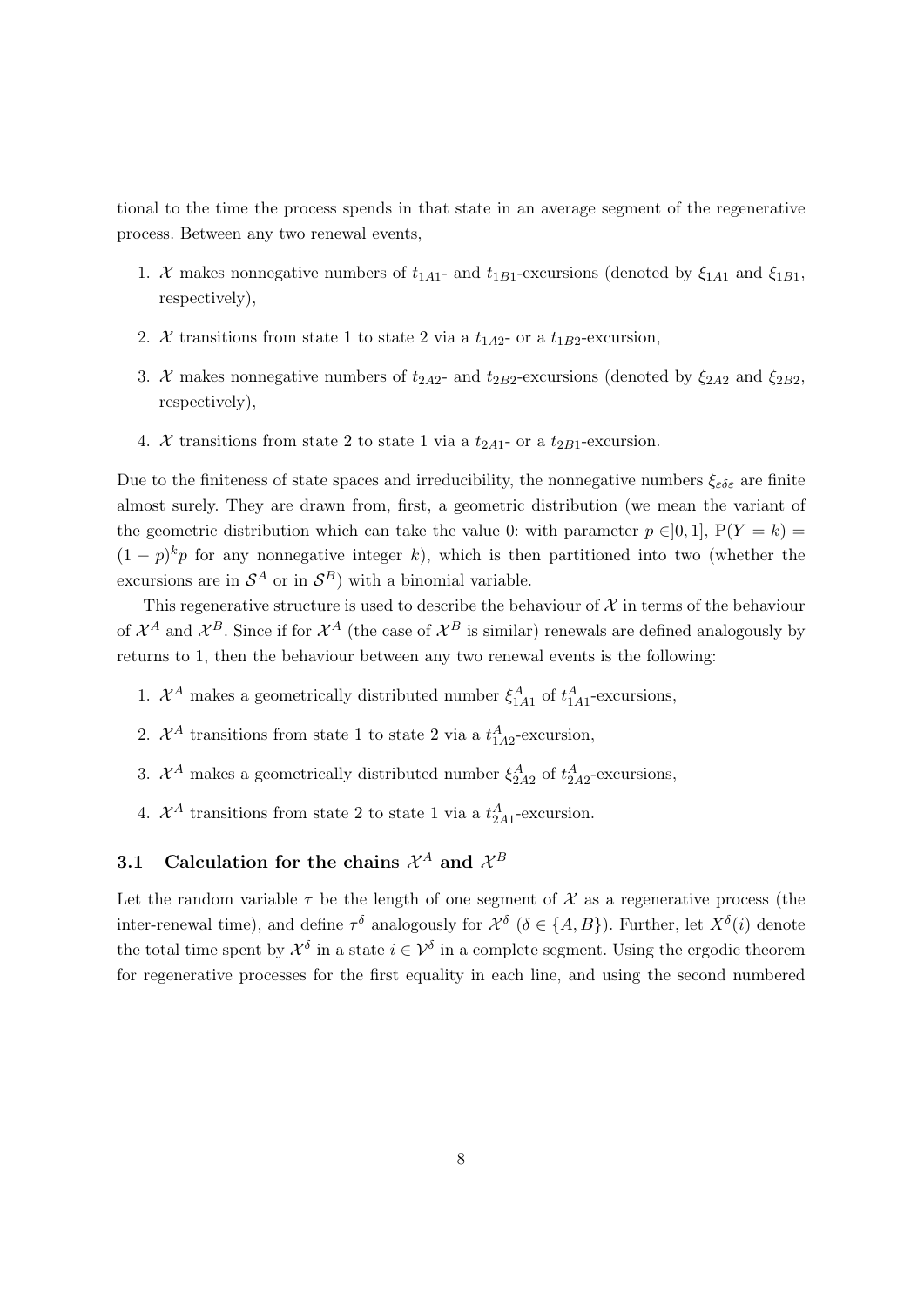tional to the time the process spends in that state in an average segment of the regenerative process. Between any two renewal events,

1. $\mathcal{X}$ makes nonnegative numbers of $t_{1A1}$- and $t_{1B1}$-excursions (denoted by $\xi_{1A1}$ and $\xi_{1B1}$, respectively),
2. $\mathcal{X}$ transitions from state 1 to state 2 via a $t_{1A2}$- or a $t_{1B2}$-excursion,
3. $\mathcal{X}$ makes nonnegative numbers of $t_{2A2}$- and $t_{2B2}$-excursions (denoted by $\xi_{2A2}$ and $\xi_{2B2}$, respectively),
4. $\mathcal{X}$ transitions from state 2 to state 1 via a $t_{2A1}$- or a $t_{2B1}$-excursion.

Due to the finiteness of state spaces and irreducibility, the nonnegative numbers $\xi_{\varepsilon\delta\varepsilon}$ are finite almost surely. They are drawn from, first, a geometric distribution (we mean the variant of the geometric distribution which can take the value 0: with parameter $p \in ]0,1]$, $\mathrm{P}(Y = k) = (1-p)^k p$ for any nonnegative integer $k$), which is then partitioned into two (whether the excursions are in $\mathcal{S}^A$ or in $\mathcal{S}^B$) with a binomial variable.

This regenerative structure is used to describe the behaviour of $\mathcal{X}$ in terms of the behaviour of $\mathcal{X}^A$ and $\mathcal{X}^B$. Since if for $\mathcal{X}^A$ (the case of $\mathcal{X}^B$ is similar) renewals are defined analogously by returns to 1, then the behaviour between any two renewal events is the following:

1. $\mathcal{X}^A$ makes a geometrically distributed number $\xi_{1A1}^A$ of $t_{1A1}^A$-excursions,
2. $\mathcal{X}^A$ transitions from state 1 to state 2 via a $t_{1A2}^A$-excursion,
3. $\mathcal{X}^A$ makes a geometrically distributed number $\xi_{2A2}^A$ of $t_{2A2}^A$-excursions,
4. $\mathcal{X}^A$ transitions from state 2 to state 1 via a $t_{2A1}^A$-excursion.

### 3.1 Calculation for the chains $\mathcal{X}^A$ and $\mathcal{X}^B$

Let the random variable $\tau$ be the length of one segment of $\mathcal{X}$ as a regenerative process (the inter-renewal time), and define $\tau^\delta$ analogously for $\mathcal{X}^\delta$ ($\delta \in \{A, B\}$). Further, let $X^\delta(i)$ denote the total time spent by $\mathcal{X}^\delta$ in a state $i \in \mathcal{V}^\delta$ in a complete segment. Using the ergodic theorem for regenerative processes for the first equality in each line, and using the second numbered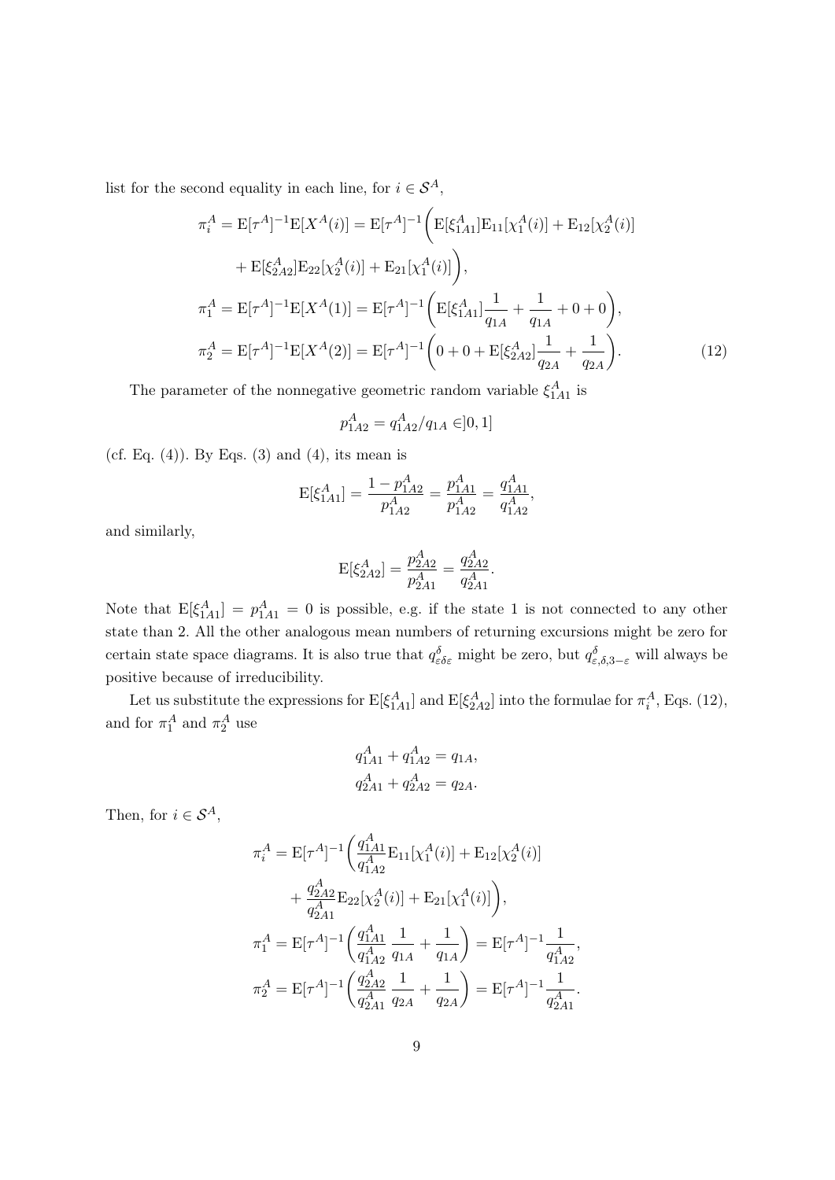list for the second equality in each line, for $i \in \mathcal{S}^A$,

$$
\begin{aligned}
\pi_i^A &= \mathrm{E}[\tau^A]^{-1}\mathrm{E}[X^A(i)] = \mathrm{E}[\tau^A]^{-1}\bigg(\mathrm{E}[\xi_{1A1}^A]\mathrm{E}_{11}[\chi_1^A(i)] + \mathrm{E}_{12}[\chi_2^A(i)] \\
&\quad + \mathrm{E}[\xi_{2A2}^A]\mathrm{E}_{22}[\chi_2^A(i)] + \mathrm{E}_{21}[\chi_1^A(i)]\bigg), \\
\pi_1^A &= \mathrm{E}[\tau^A]^{-1}\mathrm{E}[X^A(1)] = \mathrm{E}[\tau^A]^{-1}\bigg(\mathrm{E}[\xi_{1A1}^A]\frac{1}{q_{1A}} + \frac{1}{q_{1A}} + 0 + 0\bigg), \\
\pi_2^A &= \mathrm{E}[\tau^A]^{-1}\mathrm{E}[X^A(2)] = \mathrm{E}[\tau^A]^{-1}\bigg(0 + 0 + \mathrm{E}[\xi_{2A2}^A]\frac{1}{q_{2A}} + \frac{1}{q_{2A}}\bigg).
\end{aligned} \tag{12}
$$

The parameter of the nonnegative geometric random variable $\xi_{1A1}^A$ is

$$
p_{1A2}^A = q_{1A2}^A / q_{1A} \in ]0, 1]
$$

(cf. Eq. (4)). By Eqs. (3) and (4), its mean is

$$
\mathrm{E}[\xi_{1A1}^A] = \frac{1 - p_{1A2}^A}{p_{1A2}^A} = \frac{p_{1A1}^A}{p_{1A2}^A} = \frac{q_{1A1}^A}{q_{1A2}^A},
$$

and similarly,

$$
\mathrm{E}[\xi_{2A2}^A] = \frac{p_{2A2}^A}{p_{2A1}^A} = \frac{q_{2A2}^A}{q_{2A1}^A}.
$$

Note that $\mathrm{E}[\xi_{1A1}^A] = p_{1A1}^A = 0$ is possible, e.g. if the state 1 is not connected to any other state than 2. All the other analogous mean numbers of returning excursions might be zero for certain state space diagrams. It is also true that $q_{\varepsilon\delta\varepsilon}^{\delta}$ might be zero, but $q_{\varepsilon,\delta,3-\varepsilon}^{\delta}$ will always be positive because of irreducibility.

Let us substitute the expressions for $\mathrm{E}[\xi_{1A1}^A]$ and $\mathrm{E}[\xi_{2A2}^A]$ into the formulae for $\pi_i^A$, Eqs. (12), and for $\pi_1^A$ and $\pi_2^A$ use

$$
\begin{aligned}
q_{1A1}^A + q_{1A2}^A &= q_{1A}, \\
q_{2A1}^A + q_{2A2}^A &= q_{2A}.
\end{aligned}
$$

Then, for $i \in \mathcal{S}^A$,

$$
\begin{aligned}
\pi_i^A &= \mathrm{E}[\tau^A]^{-1}\bigg(\frac{q_{1A1}^A}{q_{1A2}^A}\mathrm{E}_{11}[\chi_1^A(i)] + \mathrm{E}_{12}[\chi_2^A(i)] \\
&\quad + \frac{q_{2A2}^A}{q_{2A1}^A}\mathrm{E}_{22}[\chi_2^A(i)] + \mathrm{E}_{21}[\chi_1^A(i)]\bigg), \\
\pi_1^A &= \mathrm{E}[\tau^A]^{-1}\bigg(\frac{q_{1A1}^A}{q_{1A2}^A}\,\frac{1}{q_{1A}} + \frac{1}{q_{1A}}\bigg) = \mathrm{E}[\tau^A]^{-1}\frac{1}{q_{1A2}^A}, \\
\pi_2^A &= \mathrm{E}[\tau^A]^{-1}\bigg(\frac{q_{2A2}^A}{q_{2A1}^A}\,\frac{1}{q_{2A}} + \frac{1}{q_{2A}}\bigg) = \mathrm{E}[\tau^A]^{-1}\frac{1}{q_{2A1}^A}.
\end{aligned}
$$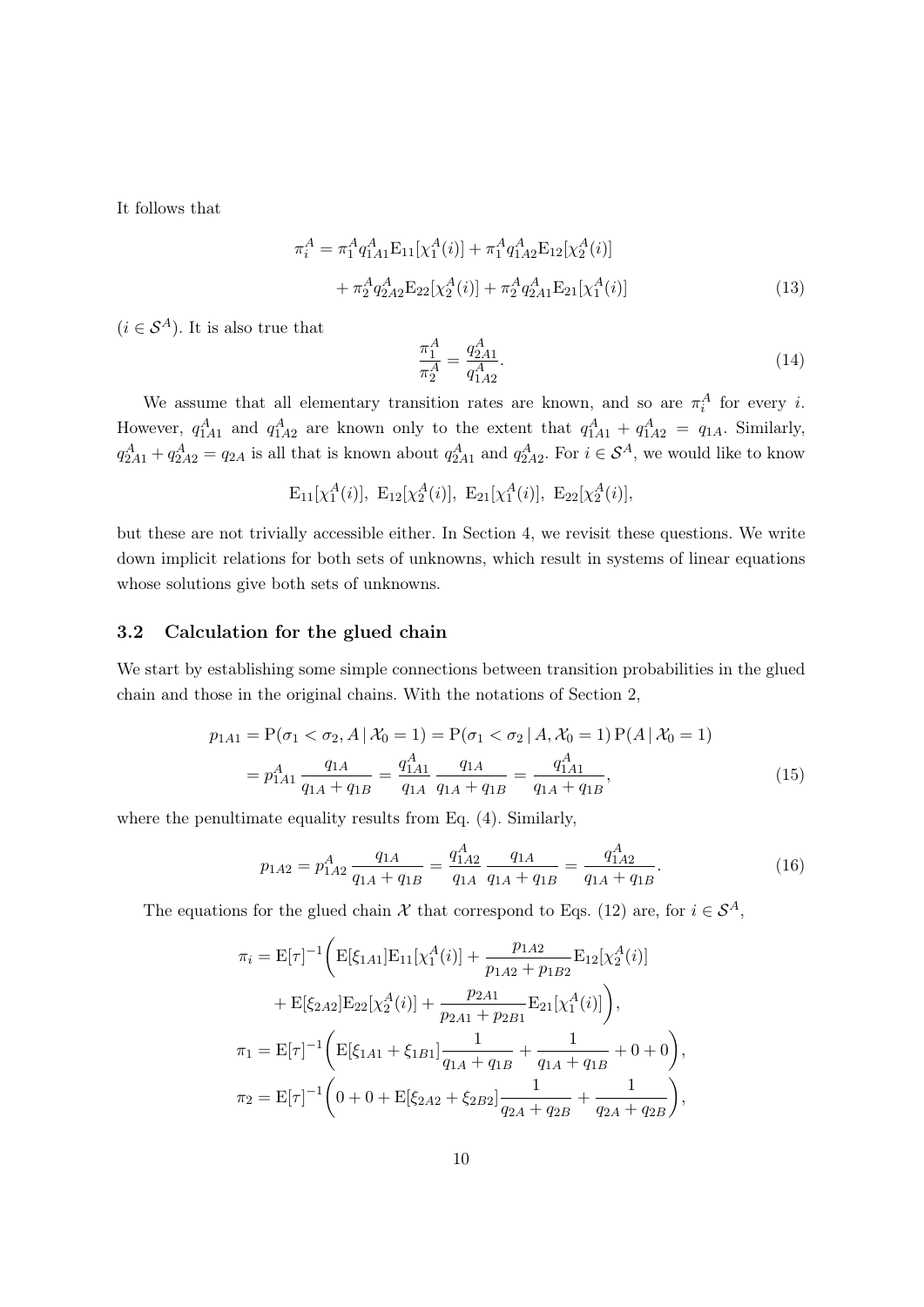It follows that

$$
\begin{aligned}
\pi_i^A &= \pi_1^A q_{1A1}^A \mathrm{E}_{11}[\chi_1^A(i)] + \pi_1^A q_{1A2}^A \mathrm{E}_{12}[\chi_2^A(i)] \\
&\quad + \pi_2^A q_{2A2}^A \mathrm{E}_{22}[\chi_2^A(i)] + \pi_2^A q_{2A1}^A \mathrm{E}_{21}[\chi_1^A(i)]
\end{aligned} \tag{13}
$$

($i \in \mathcal{S}^A$). It is also true that

$$
\frac{\pi_1^A}{\pi_2^A} = \frac{q_{2A1}^A}{q_{1A2}^A}. \tag{14}
$$

We assume that all elementary transition rates are known, and so are $\pi_i^A$ for every $i$. However, $q_{1A1}^A$ and $q_{1A2}^A$ are known only to the extent that $q_{1A1}^A + q_{1A2}^A = q_{1A}$. Similarly, $q_{2A1}^A + q_{2A2}^A = q_{2A}$ is all that is known about $q_{2A1}^A$ and $q_{2A2}^A$. For $i \in \mathcal{S}^A$, we would like to know

$$
\mathrm{E}_{11}[\chi_1^A(i)],\ \mathrm{E}_{12}[\chi_2^A(i)],\ \mathrm{E}_{21}[\chi_1^A(i)],\ \mathrm{E}_{22}[\chi_2^A(i)],
$$

but these are not trivially accessible either. In Section 4, we revisit these questions. We write down implicit relations for both sets of unknowns, which result in systems of linear equations whose solutions give both sets of unknowns.

## 3.2 Calculation for the glued chain

We start by establishing some simple connections between transition probabilities in the glued chain and those in the original chains. With the notations of Section 2,

$$
\begin{aligned}
p_{1A1} &= \mathrm{P}(\sigma_1 < \sigma_2, A \,|\, \mathcal{X}_0 = 1) = \mathrm{P}(\sigma_1 < \sigma_2 \,|\, A, \mathcal{X}_0 = 1)\, \mathrm{P}(A \,|\, \mathcal{X}_0 = 1) \\
&= p_{1A1}^A \frac{q_{1A}}{q_{1A} + q_{1B}} = \frac{q_{1A1}^A}{q_{1A}} \frac{q_{1A}}{q_{1A} + q_{1B}} = \frac{q_{1A1}^A}{q_{1A} + q_{1B}},
\end{aligned} \tag{15}
$$

where the penultimate equality results from Eq. (4). Similarly,

$$
p_{1A2} = p_{1A2}^A \frac{q_{1A}}{q_{1A} + q_{1B}} = \frac{q_{1A2}^A}{q_{1A}} \frac{q_{1A}}{q_{1A} + q_{1B}} = \frac{q_{1A2}^A}{q_{1A} + q_{1B}}. \tag{16}
$$

The equations for the glued chain $\mathcal{X}$ that correspond to Eqs. (12) are, for $i \in \mathcal{S}^A$,

$$
\begin{aligned}
\pi_i &= \mathrm{E}[\tau]^{-1} \bigg( \mathrm{E}[\xi_{1A1}] \mathrm{E}_{11}[\chi_1^A(i)] + \frac{p_{1A2}}{p_{1A2} + p_{1B2}} \mathrm{E}_{12}[\chi_2^A(i)] \\
&\quad + \mathrm{E}[\xi_{2A2}] \mathrm{E}_{22}[\chi_2^A(i)] + \frac{p_{2A1}}{p_{2A1} + p_{2B1}} \mathrm{E}_{21}[\chi_1^A(i)] \bigg), \\
\pi_1 &= \mathrm{E}[\tau]^{-1} \bigg( \mathrm{E}[\xi_{1A1} + \xi_{1B1}] \frac{1}{q_{1A} + q_{1B}} + \frac{1}{q_{1A} + q_{1B}} + 0 + 0 \bigg), \\
\pi_2 &= \mathrm{E}[\tau]^{-1} \bigg( 0 + 0 + \mathrm{E}[\xi_{2A2} + \xi_{2B2}] \frac{1}{q_{2A} + q_{2B}} + \frac{1}{q_{2A} + q_{2B}} \bigg),
\end{aligned}
$$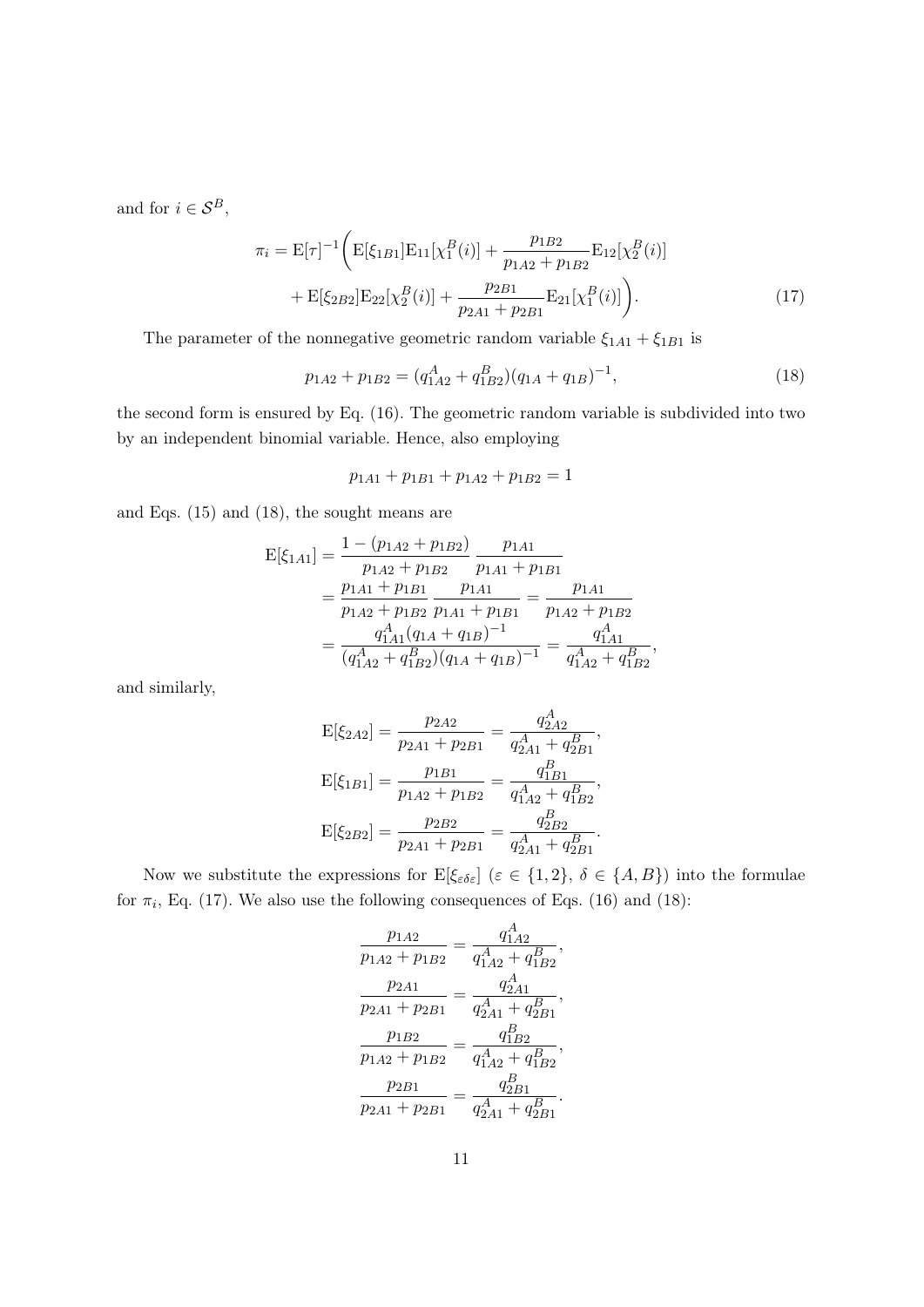and for $i \in \mathcal{S}^B$,

$$
\begin{aligned}
\pi_i = \mathrm{E}[\tau]^{-1}\bigg( & \mathrm{E}[\xi_{1B1}]\mathrm{E}_{11}[\chi_1^B(i)] + \frac{p_{1B2}}{p_{1A2}+p_{1B2}}\mathrm{E}_{12}[\chi_2^B(i)] \\
& + \mathrm{E}[\xi_{2B2}]\mathrm{E}_{22}[\chi_2^B(i)] + \frac{p_{2B1}}{p_{2A1}+p_{2B1}}\mathrm{E}_{21}[\chi_1^B(i)]\bigg).
\end{aligned} \tag{17}
$$

The parameter of the nonnegative geometric random variable $\xi_{1A1} + \xi_{1B1}$ is

$$
p_{1A2} + p_{1B2} = (q_{1A2}^A + q_{1B2}^B)(q_{1A} + q_{1B})^{-1}, \tag{18}
$$

the second form is ensured by Eq. (16). The geometric random variable is subdivided into two by an independent binomial variable. Hence, also employing

$$
p_{1A1} + p_{1B1} + p_{1A2} + p_{1B2} = 1
$$

and Eqs. (15) and (18), the sought means are

$$
\begin{aligned}
\mathrm{E}[\xi_{1A1}] &= \frac{1-(p_{1A2}+p_{1B2})}{p_{1A2}+p_{1B2}} \frac{p_{1A1}}{p_{1A1}+p_{1B1}} \\
&= \frac{p_{1A1}+p_{1B1}}{p_{1A2}+p_{1B2}} \frac{p_{1A1}}{p_{1A1}+p_{1B1}} = \frac{p_{1A1}}{p_{1A2}+p_{1B2}} \\
&= \frac{q_{1A1}^A(q_{1A}+q_{1B})^{-1}}{(q_{1A2}^A+q_{1B2}^B)(q_{1A}+q_{1B})^{-1}} = \frac{q_{1A1}^A}{q_{1A2}^A+q_{1B2}^B},
\end{aligned}
$$

and similarly,

$$
\begin{aligned}
\mathrm{E}[\xi_{2A2}] &= \frac{p_{2A2}}{p_{2A1}+p_{2B1}} = \frac{q_{2A2}^A}{q_{2A1}^A+q_{2B1}^B}, \\
\mathrm{E}[\xi_{1B1}] &= \frac{p_{1B1}}{p_{1A2}+p_{1B2}} = \frac{q_{1B1}^B}{q_{1A2}^A+q_{1B2}^B}, \\
\mathrm{E}[\xi_{2B2}] &= \frac{p_{2B2}}{p_{2A1}+p_{2B1}} = \frac{q_{2B2}^B}{q_{2A1}^A+q_{2B1}^B}.
\end{aligned}
$$

Now we substitute the expressions for $\mathrm{E}[\xi_{\varepsilon\delta\varepsilon}]$ ($\varepsilon \in \{1,2\}$, $\delta \in \{A,B\}$) into the formulae for $\pi_i$, Eq. (17). We also use the following consequences of Eqs. (16) and (18):

$$
\begin{aligned}
\frac{p_{1A2}}{p_{1A2}+p_{1B2}} &= \frac{q_{1A2}^A}{q_{1A2}^A+q_{1B2}^B}, \\
\frac{p_{2A1}}{p_{2A1}+p_{2B1}} &= \frac{q_{2A1}^A}{q_{2A1}^A+q_{2B1}^B}, \\
\frac{p_{1B2}}{p_{1A2}+p_{1B2}} &= \frac{q_{1B2}^B}{q_{1A2}^A+q_{1B2}^B}, \\
\frac{p_{2B1}}{p_{2A1}+p_{2B1}} &= \frac{q_{2B1}^B}{q_{2A1}^A+q_{2B1}^B}.
\end{aligned}
$$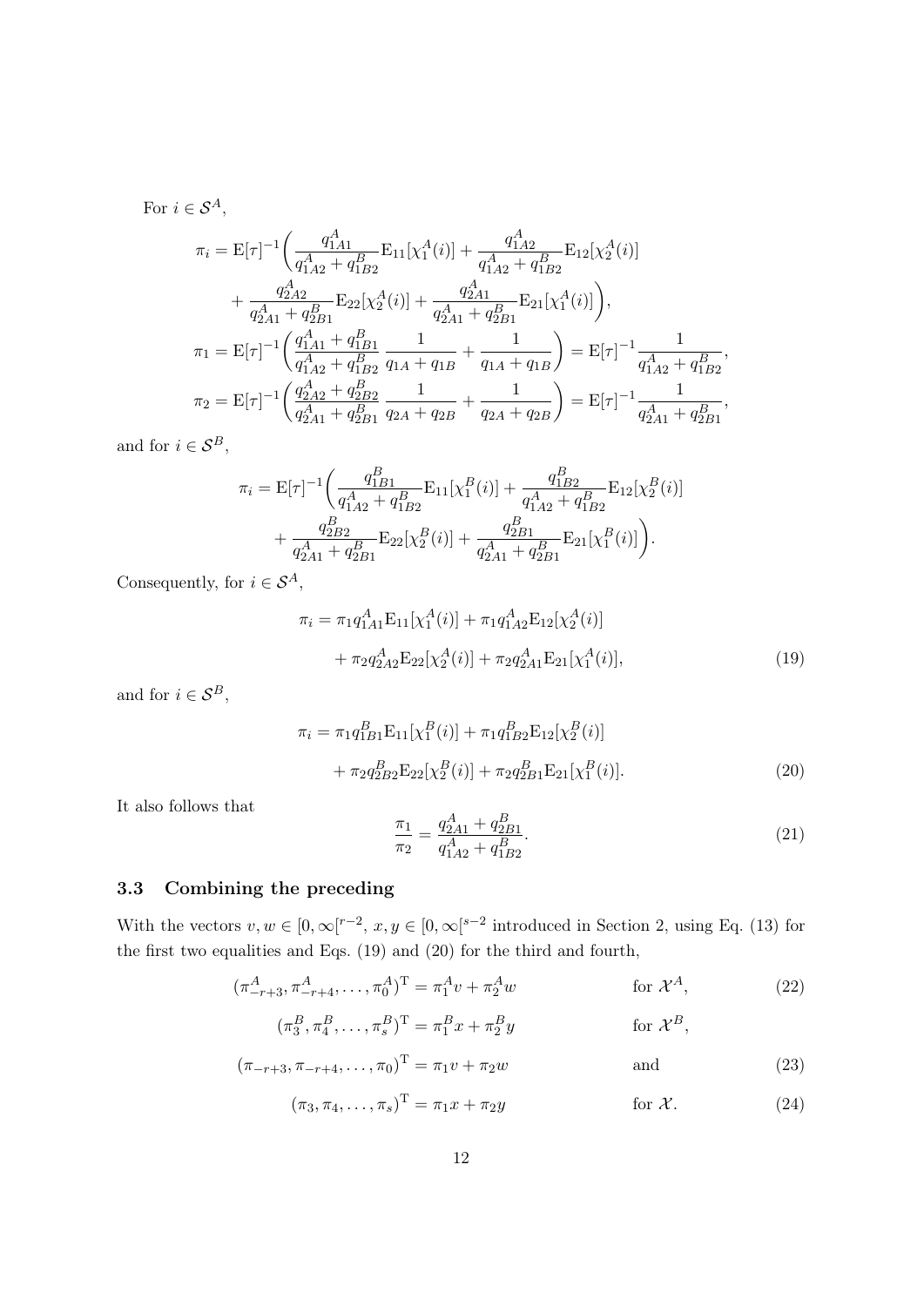For $i \in \mathcal{S}^A$,

$$
\begin{aligned}
\pi_i = \mathrm{E}[\tau]^{-1}\biggl( &\frac{q^A_{1A1}}{q^A_{1A2}+q^B_{1B2}} \mathrm{E}_{11}[\chi^A_1(i)] + \frac{q^A_{1A2}}{q^A_{1A2}+q^B_{1B2}} \mathrm{E}_{12}[\chi^A_2(i)] \\
&+ \frac{q^A_{2A2}}{q^A_{2A1}+q^B_{2B1}} \mathrm{E}_{22}[\chi^A_2(i)] + \frac{q^A_{2A1}}{q^A_{2A1}+q^B_{2B1}} \mathrm{E}_{21}[\chi^A_1(i)] \biggr), \\
\pi_1 = \mathrm{E}[\tau]^{-1}\biggl( &\frac{q^A_{1A1}+q^B_{1B1}}{q^A_{1A2}+q^B_{1B2}} \, \frac{1}{q_{1A}+q_{1B}} + \frac{1}{q_{1A}+q_{1B}} \biggr) = \mathrm{E}[\tau]^{-1} \frac{1}{q^A_{1A2}+q^B_{1B2}}, \\
\pi_2 = \mathrm{E}[\tau]^{-1}\biggl( &\frac{q^A_{2A2}+q^B_{2B2}}{q^A_{2A1}+q^B_{2B1}} \, \frac{1}{q_{2A}+q_{2B}} + \frac{1}{q_{2A}+q_{2B}} \biggr) = \mathrm{E}[\tau]^{-1} \frac{1}{q^A_{2A1}+q^B_{2B1}},
\end{aligned}
$$

and for $i \in \mathcal{S}^B$,

$$
\begin{aligned}
\pi_i = \mathrm{E}[\tau]^{-1}\biggl( &\frac{q^B_{1B1}}{q^A_{1A2}+q^B_{1B2}} \mathrm{E}_{11}[\chi^B_1(i)] + \frac{q^B_{1B2}}{q^A_{1A2}+q^B_{1B2}} \mathrm{E}_{12}[\chi^B_2(i)] \\
&+ \frac{q^B_{2B2}}{q^A_{2A1}+q^B_{2B1}} \mathrm{E}_{22}[\chi^B_2(i)] + \frac{q^B_{2B1}}{q^A_{2A1}+q^B_{2B1}} \mathrm{E}_{21}[\chi^B_1(i)] \biggr).
\end{aligned}
$$

Consequently, for $i \in \mathcal{S}^A$,

$$
\begin{aligned}
\pi_i &= \pi_1 q^A_{1A1} \mathrm{E}_{11}[\chi^A_1(i)] + \pi_1 q^A_{1A2} \mathrm{E}_{12}[\chi^A_2(i)] \\
&\quad + \pi_2 q^A_{2A2} \mathrm{E}_{22}[\chi^A_2(i)] + \pi_2 q^A_{2A1} \mathrm{E}_{21}[\chi^A_1(i)],
\end{aligned}
\tag{19}
$$

and for $i \in \mathcal{S}^B$,

$$
\begin{aligned}
\pi_i &= \pi_1 q^B_{1B1} \mathrm{E}_{11}[\chi^B_1(i)] + \pi_1 q^B_{1B2} \mathrm{E}_{12}[\chi^B_2(i)] \\
&\quad + \pi_2 q^B_{2B2} \mathrm{E}_{22}[\chi^B_2(i)] + \pi_2 q^B_{2B1} \mathrm{E}_{21}[\chi^B_1(i)].
\end{aligned}
\tag{20}
$$

It also follows that

$$
\frac{\pi_1}{\pi_2} = \frac{q^A_{2A1}+q^B_{2B1}}{q^A_{1A2}+q^B_{1B2}}. \tag{21}
$$

### 3.3 Combining the preceding

With the vectors $v, w \in [0,\infty[^{r-2}$, $x, y \in [0,\infty[^{s-2}$ introduced in Section 2, using Eq. (13) for the first two equalities and Eqs. (19) and (20) for the third and fourth,

$$
(\pi^A_{-r+3}, \pi^A_{-r+4}, \ldots, \pi^A_0)^{\mathrm{T}} = \pi^A_1 v + \pi^A_2 w \qquad \text{for } \mathcal{X}^A, \tag{22}
$$

$$
(\pi^B_3, \pi^B_4, \ldots, \pi^B_s)^{\mathrm{T}} = \pi^B_1 x + \pi^B_2 y \qquad \text{for } \mathcal{X}^B,
$$

$$
(\pi_{-r+3}, \pi_{-r+4}, \ldots, \pi_0)^{\mathrm{T}} = \pi_1 v + \pi_2 w \qquad \text{and} \tag{23}
$$

$$
(\pi_3, \pi_4, \ldots, \pi_s)^{\mathrm{T}} = \pi_1 x + \pi_2 y \qquad \text{for } \mathcal{X}. \tag{24}
$$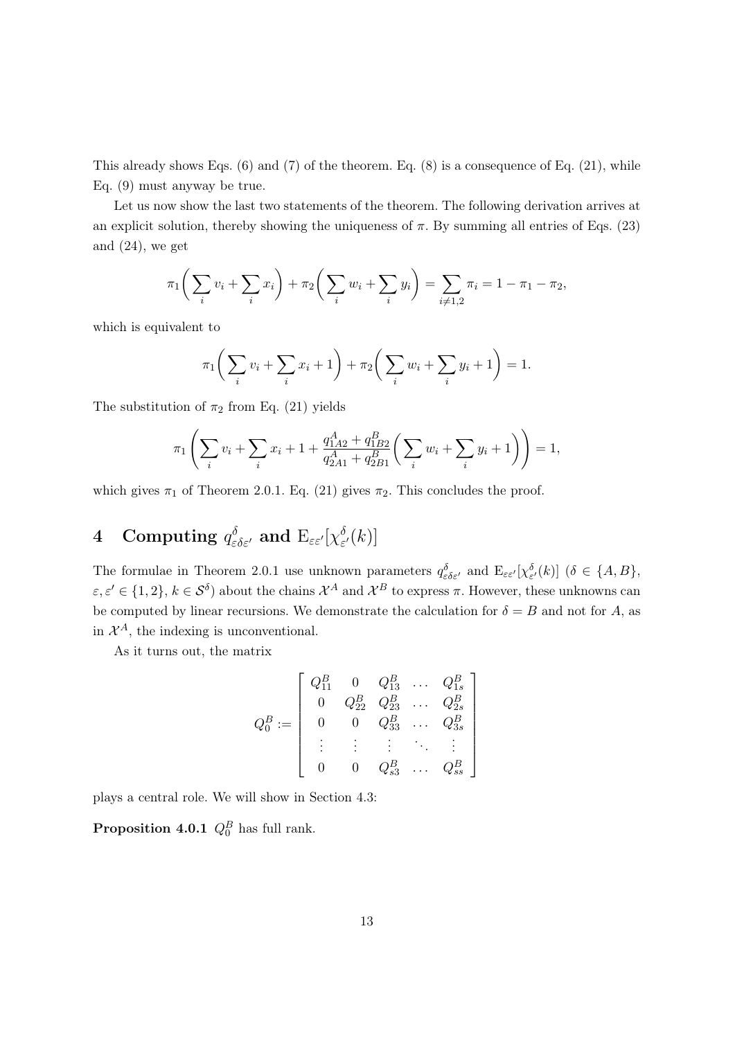This already shows Eqs. (6) and (7) of the theorem. Eq. (8) is a consequence of Eq. (21), while Eq. (9) must anyway be true.

Let us now show the last two statements of the theorem. The following derivation arrives at an explicit solution, thereby showing the uniqueness of $\pi$. By summing all entries of Eqs. (23) and (24), we get

$$\pi_1\bigg(\sum_i v_i + \sum_i x_i\bigg) + \pi_2\bigg(\sum_i w_i + \sum_i y_i\bigg) = \sum_{i\neq 1,2} \pi_i = 1 - \pi_1 - \pi_2,$$

which is equivalent to

$$\pi_1\bigg(\sum_i v_i + \sum_i x_i + 1\bigg) + \pi_2\bigg(\sum_i w_i + \sum_i y_i + 1\bigg) = 1.$$

The substitution of $\pi_2$ from Eq. (21) yields

$$\pi_1\left(\sum_i v_i + \sum_i x_i + 1 + \frac{q^A_{1A2} + q^B_{1B2}}{q^A_{2A1} + q^B_{2B1}}\bigg(\sum_i w_i + \sum_i y_i + 1\bigg)\right) = 1,$$

which gives $\pi_1$ of Theorem 2.0.1. Eq. (21) gives $\pi_2$. This concludes the proof.

# 4 Computing $q^\delta_{\varepsilon\delta\varepsilon'}$ and $\mathrm{E}_{\varepsilon\varepsilon'}[\chi^\delta_{\varepsilon'}(k)]$

The formulae in Theorem 2.0.1 use unknown parameters $q^\delta_{\varepsilon\delta\varepsilon'}$ and $\mathrm{E}_{\varepsilon\varepsilon'}[\chi^\delta_{\varepsilon'}(k)]$ ($\delta \in \{A, B\}$, $\varepsilon, \varepsilon' \in \{1, 2\}$, $k \in \mathcal{S}^\delta$) about the chains $\mathcal{X}^A$ and $\mathcal{X}^B$ to express $\pi$. However, these unknowns can be computed by linear recursions. We demonstrate the calculation for $\delta = B$ and not for $A$, as in $\mathcal{X}^A$, the indexing is unconventional.

As it turns out, the matrix

$$Q^B_0 := \begin{bmatrix} Q^B_{11} & 0 & Q^B_{13} & \dots & Q^B_{1s} \\ 0 & Q^B_{22} & Q^B_{23} & \dots & Q^B_{2s} \\ 0 & 0 & Q^B_{33} & \dots & Q^B_{3s} \\ \vdots & \vdots & \vdots & \ddots & \vdots \\ 0 & 0 & Q^B_{s3} & \dots & Q^B_{ss} \end{bmatrix}$$

plays a central role. We will show in Section 4.3:

**Proposition 4.0.1** $Q^B_0$ has full rank.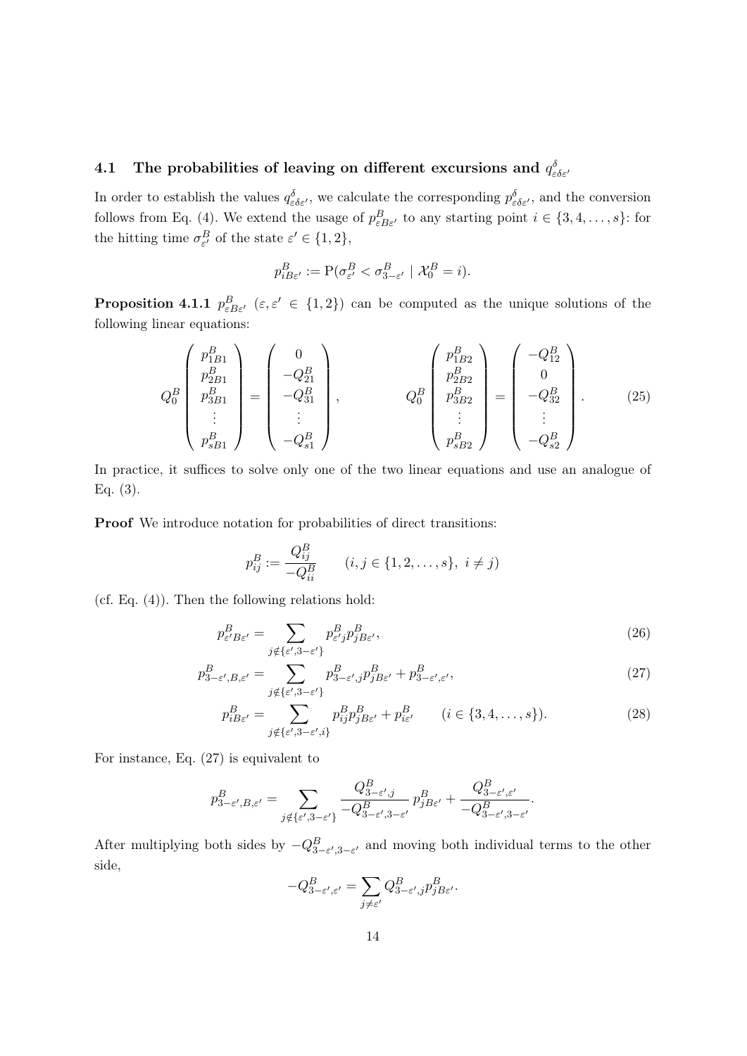### 4.1 The probabilities of leaving on different excursions and $q^{\delta}_{\varepsilon\delta\varepsilon'}$

In order to establish the values $q^{\delta}_{\varepsilon\delta\varepsilon'}$, we calculate the corresponding $p^{\delta}_{\varepsilon\delta\varepsilon'}$, and the conversion follows from Eq. (4). We extend the usage of $p^{B}_{\varepsilon B\varepsilon'}$ to any starting point $i \in \{3, 4, \ldots, s\}$: for the hitting time $\sigma^{B}_{\varepsilon'}$ of the state $\varepsilon' \in \{1, 2\}$,

$$p^{B}_{iB\varepsilon'} := \mathrm{P}(\sigma^{B}_{\varepsilon'} < \sigma^{B}_{3-\varepsilon'} \mid \mathcal{X}^{B}_{0} = i).$$

**Proposition 4.1.1** $p^{B}_{\varepsilon B\varepsilon'}$ $(\varepsilon, \varepsilon' \in \{1, 2\})$ can be computed as the unique solutions of the following linear equations:

$$Q^{B}_{0} \begin{pmatrix} p^{B}_{1B1} \\ p^{B}_{2B1} \\ p^{B}_{3B1} \\ \vdots \\ p^{B}_{sB1} \end{pmatrix} = \begin{pmatrix} 0 \\ -Q^{B}_{21} \\ -Q^{B}_{31} \\ \vdots \\ -Q^{B}_{s1} \end{pmatrix}, \qquad Q^{B}_{0} \begin{pmatrix} p^{B}_{1B2} \\ p^{B}_{2B2} \\ p^{B}_{3B2} \\ \vdots \\ p^{B}_{sB2} \end{pmatrix} = \begin{pmatrix} -Q^{B}_{12} \\ 0 \\ -Q^{B}_{32} \\ \vdots \\ -Q^{B}_{s2} \end{pmatrix}. \tag{25}$$

In practice, it suffices to solve only one of the two linear equations and use an analogue of Eq. (3).

**Proof** We introduce notation for probabilities of direct transitions:

$$p^{B}_{ij} := \frac{Q^{B}_{ij}}{-Q^{B}_{ii}} \qquad (i, j \in \{1, 2, \ldots, s\},\ i \neq j)$$

(cf. Eq. (4)). Then the following relations hold:

$$p^{B}_{\varepsilon' B\varepsilon'} = \sum_{j \notin \{\varepsilon', 3-\varepsilon'\}} p^{B}_{\varepsilon' j} p^{B}_{jB\varepsilon'}, \tag{26}$$

$$p^{B}_{3-\varepsilon', B, \varepsilon'} = \sum_{j \notin \{\varepsilon', 3-\varepsilon'\}} p^{B}_{3-\varepsilon', j} p^{B}_{jB\varepsilon'} + p^{B}_{3-\varepsilon', \varepsilon'}, \tag{27}$$

$$p^{B}_{iB\varepsilon'} = \sum_{j \notin \{\varepsilon', 3-\varepsilon', i\}} p^{B}_{ij} p^{B}_{jB\varepsilon'} + p^{B}_{i\varepsilon'} \qquad (i \in \{3, 4, \ldots, s\}). \tag{28}$$

For instance, Eq. (27) is equivalent to

$$p^{B}_{3-\varepsilon', B, \varepsilon'} = \sum_{j \notin \{\varepsilon', 3-\varepsilon'\}} \frac{Q^{B}_{3-\varepsilon', j}}{-Q^{B}_{3-\varepsilon', 3-\varepsilon'}} \, p^{B}_{jB\varepsilon'} + \frac{Q^{B}_{3-\varepsilon', \varepsilon'}}{-Q^{B}_{3-\varepsilon', 3-\varepsilon'}}.$$

After multiplying both sides by $-Q^{B}_{3-\varepsilon', 3-\varepsilon'}$ and moving both individual terms to the other side,

$$-Q^{B}_{3-\varepsilon', \varepsilon'} = \sum_{j \neq \varepsilon'} Q^{B}_{3-\varepsilon', j} p^{B}_{jB\varepsilon'}.$$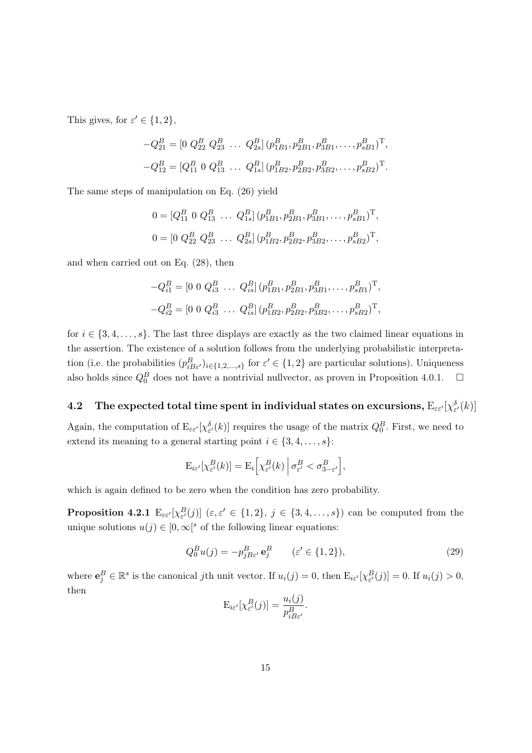This gives, for $\varepsilon' \in \{1, 2\}$,

$$-Q_{21}^B = [0 \; Q_{22}^B \; Q_{23}^B \; \ldots \; Q_{2s}^B] \, (p_{1B1}^B, p_{2B1}^B, p_{3B1}^B, \ldots, p_{sB1}^B)^{\mathrm{T}},$$

$$-Q_{12}^B = [Q_{11}^B \; 0 \; Q_{13}^B \; \ldots \; Q_{1s}^B] \, (p_{1B2}^B, p_{2B2}^B, p_{3B2}^B, \ldots, p_{sB2}^B)^{\mathrm{T}}.$$

The same steps of manipulation on Eq. (26) yield

$$0 = [Q_{11}^B \; 0 \; Q_{13}^B \; \ldots \; Q_{1s}^B] \, (p_{1B1}^B, p_{2B1}^B, p_{3B1}^B, \ldots, p_{sB1}^B)^{\mathrm{T}},$$

$$0 = [0 \; Q_{22}^B \; Q_{23}^B \; \ldots \; Q_{2s}^B] \, (p_{1B2}^B, p_{2B2}^B, p_{3B2}^B, \ldots, p_{sB2}^B)^{\mathrm{T}},$$

and when carried out on Eq. (28), then

$$-Q_{i1}^B = [0 \; 0 \; Q_{i3}^B \; \ldots \; Q_{is}^B] \, (p_{1B1}^B, p_{2B1}^B, p_{3B1}^B, \ldots, p_{sB1}^B)^{\mathrm{T}},$$

$$-Q_{i2}^B = [0 \; 0 \; Q_{i3}^B \; \ldots \; Q_{is}^B] \, (p_{1B2}^B, p_{2B2}^B, p_{3B2}^B, \ldots, p_{sB2}^B)^{\mathrm{T}},$$

for $i \in \{3, 4, \ldots, s\}$. The last three displays are exactly as the two claimed linear equations in the assertion. The existence of a solution follows from the underlying probabilistic interpretation (i.e. the probabilities $(p_{iB\varepsilon'}^B)_{i \in \{1,2,\ldots,s\}}$ for $\varepsilon' \in \{1, 2\}$ are particular solutions). Uniqueness also holds since $Q_0^B$ does not have a nontrivial nullvector, as proven in Proposition 4.0.1. $\square$

## 4.2 The expected total time spent in individual states on excursions, $\mathrm{E}_{\varepsilon\varepsilon'}[\chi_{\varepsilon'}^{\delta}(k)]$

Again, the computation of $\mathrm{E}_{\varepsilon\varepsilon'}[\chi_{\varepsilon'}^{\delta}(k)]$ requires the usage of the matrix $Q_0^B$. First, we need to extend its meaning to a general starting point $i \in \{3, 4, \ldots, s\}$:

$$\mathrm{E}_{i\varepsilon'}[\chi_{\varepsilon'}^B(k)] = \mathrm{E}_i\Big[\chi_{\varepsilon'}^B(k) \,\Big|\, \sigma_{\varepsilon'}^B < \sigma_{3-\varepsilon'}^B\Big],$$

which is again defined to be zero when the condition has zero probability.

**Proposition 4.2.1** $\mathrm{E}_{\varepsilon\varepsilon'}[\chi_{\varepsilon'}^B(j)]$ ($\varepsilon, \varepsilon' \in \{1, 2\}$, $j \in \{3, 4, \ldots, s\}$) can be computed from the unique solutions $u(j) \in [0, \infty[^s$ of the following linear equations:

$$Q_0^B u(j) = -p_{jB\varepsilon'}^B \, \mathbf{e}_j^B \qquad (\varepsilon' \in \{1, 2\}), \tag{29}$$

where $\mathbf{e}_j^B \in \mathbb{R}^s$ is the canonical $j$th unit vector. If $u_i(j) = 0$, then $\mathrm{E}_{i\varepsilon'}[\chi_{\varepsilon'}^B(j)] = 0$. If $u_i(j) > 0$, then

$$\mathrm{E}_{i\varepsilon'}[\chi_{\varepsilon'}^B(j)] = \frac{u_i(j)}{p_{iB\varepsilon'}^B}.$$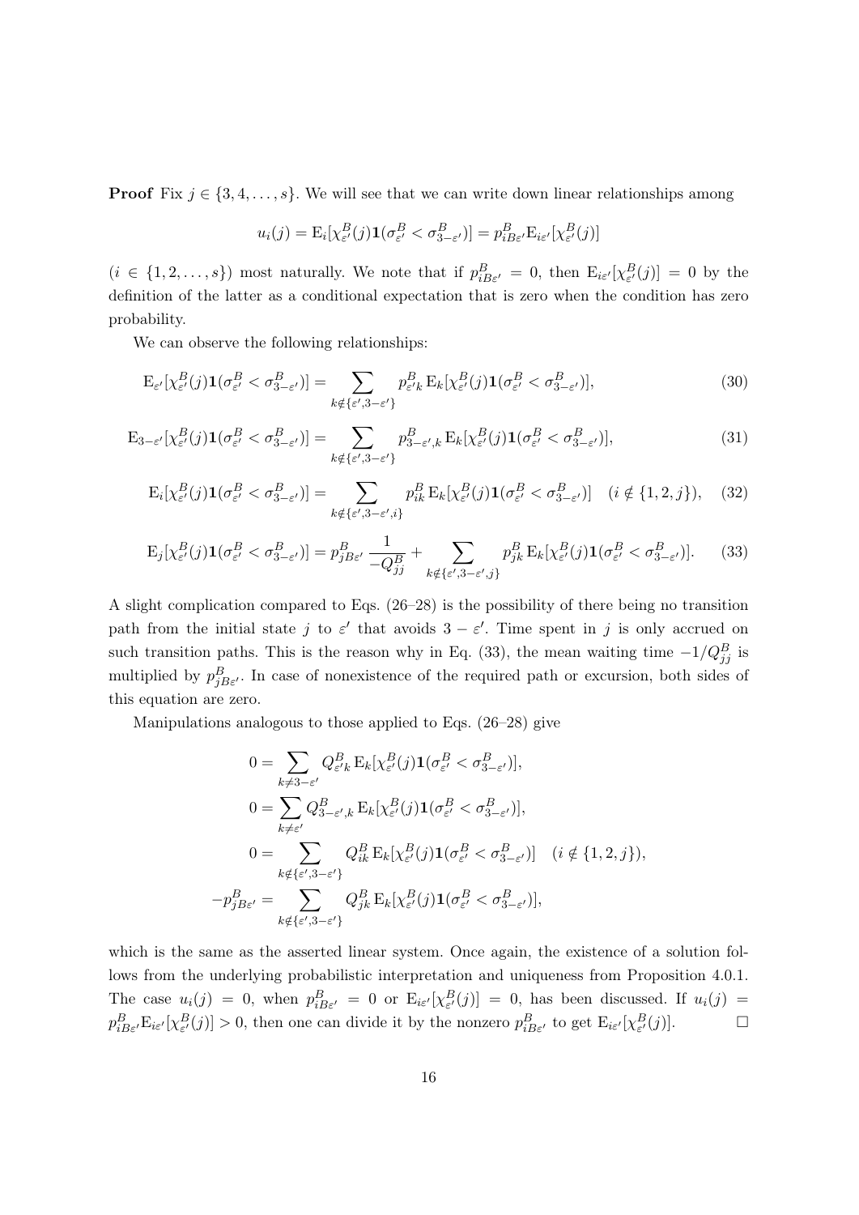**Proof** Fix $j \in \{3, 4, \ldots, s\}$. We will see that we can write down linear relationships among

$$u_i(j) = \mathrm{E}_i[\chi^B_{\varepsilon'}(j)\mathbf{1}(\sigma^B_{\varepsilon'} < \sigma^B_{3-\varepsilon'})] = p^B_{iB\varepsilon'}\mathrm{E}_{i\varepsilon'}[\chi^B_{\varepsilon'}(j)]$$

($i \in \{1, 2, \ldots, s\}$) most naturally. We note that if $p^B_{iB\varepsilon'} = 0$, then $\mathrm{E}_{i\varepsilon'}[\chi^B_{\varepsilon'}(j)] = 0$ by the definition of the latter as a conditional expectation that is zero when the condition has zero probability.

We can observe the following relationships:

$$\mathrm{E}_{\varepsilon'}[\chi^B_{\varepsilon'}(j)\mathbf{1}(\sigma^B_{\varepsilon'} < \sigma^B_{3-\varepsilon'})] = \sum_{k \notin \{\varepsilon', 3-\varepsilon'\}} p^B_{\varepsilon' k}\, \mathrm{E}_k[\chi^B_{\varepsilon'}(j)\mathbf{1}(\sigma^B_{\varepsilon'} < \sigma^B_{3-\varepsilon'})], \tag{30}$$

$$\mathrm{E}_{3-\varepsilon'}[\chi^B_{\varepsilon'}(j)\mathbf{1}(\sigma^B_{\varepsilon'} < \sigma^B_{3-\varepsilon'})] = \sum_{k \notin \{\varepsilon', 3-\varepsilon'\}} p^B_{3-\varepsilon',k}\, \mathrm{E}_k[\chi^B_{\varepsilon'}(j)\mathbf{1}(\sigma^B_{\varepsilon'} < \sigma^B_{3-\varepsilon'})], \tag{31}$$

$$\mathrm{E}_i[\chi^B_{\varepsilon'}(j)\mathbf{1}(\sigma^B_{\varepsilon'} < \sigma^B_{3-\varepsilon'})] = \sum_{k \notin \{\varepsilon', 3-\varepsilon', i\}} p^B_{ik}\, \mathrm{E}_k[\chi^B_{\varepsilon'}(j)\mathbf{1}(\sigma^B_{\varepsilon'} < \sigma^B_{3-\varepsilon'})] \quad (i \notin \{1, 2, j\}), \tag{32}$$

$$\mathrm{E}_j[\chi^B_{\varepsilon'}(j)\mathbf{1}(\sigma^B_{\varepsilon'} < \sigma^B_{3-\varepsilon'})] = p^B_{jB\varepsilon'}\, \frac{1}{-Q^B_{jj}} + \sum_{k \notin \{\varepsilon', 3-\varepsilon', j\}} p^B_{jk}\, \mathrm{E}_k[\chi^B_{\varepsilon'}(j)\mathbf{1}(\sigma^B_{\varepsilon'} < \sigma^B_{3-\varepsilon'})]. \tag{33}$$

A slight complication compared to Eqs. (26–28) is the possibility of there being no transition path from the initial state $j$ to $\varepsilon'$ that avoids $3 - \varepsilon'$. Time spent in $j$ is only accrued on such transition paths. This is the reason why in Eq. (33), the mean waiting time $-1/Q^B_{jj}$ is multiplied by $p^B_{jB\varepsilon'}$. In case of nonexistence of the required path or excursion, both sides of this equation are zero.

Manipulations analogous to those applied to Eqs. (26–28) give

$$\begin{aligned}
0 &= \sum_{k \neq 3-\varepsilon'} Q^B_{\varepsilon' k}\, \mathrm{E}_k[\chi^B_{\varepsilon'}(j)\mathbf{1}(\sigma^B_{\varepsilon'} < \sigma^B_{3-\varepsilon'})], \\
0 &= \sum_{k \neq \varepsilon'} Q^B_{3-\varepsilon',k}\, \mathrm{E}_k[\chi^B_{\varepsilon'}(j)\mathbf{1}(\sigma^B_{\varepsilon'} < \sigma^B_{3-\varepsilon'})], \\
0 &= \sum_{k \notin \{\varepsilon', 3-\varepsilon'\}} Q^B_{ik}\, \mathrm{E}_k[\chi^B_{\varepsilon'}(j)\mathbf{1}(\sigma^B_{\varepsilon'} < \sigma^B_{3-\varepsilon'})] \quad (i \notin \{1, 2, j\}), \\
-p^B_{jB\varepsilon'} &= \sum_{k \notin \{\varepsilon', 3-\varepsilon'\}} Q^B_{jk}\, \mathrm{E}_k[\chi^B_{\varepsilon'}(j)\mathbf{1}(\sigma^B_{\varepsilon'} < \sigma^B_{3-\varepsilon'})],
\end{aligned}$$

which is the same as the asserted linear system. Once again, the existence of a solution follows from the underlying probabilistic interpretation and uniqueness from Proposition 4.0.1. The case $u_i(j) = 0$, when $p^B_{iB\varepsilon'} = 0$ or $\mathrm{E}_{i\varepsilon'}[\chi^B_{\varepsilon'}(j)] = 0$, has been discussed. If $u_i(j) = p^B_{iB\varepsilon'}\mathrm{E}_{i\varepsilon'}[\chi^B_{\varepsilon'}(j)] > 0$, then one can divide it by the nonzero $p^B_{iB\varepsilon'}$ to get $\mathrm{E}_{i\varepsilon'}[\chi^B_{\varepsilon'}(j)]$. $\square$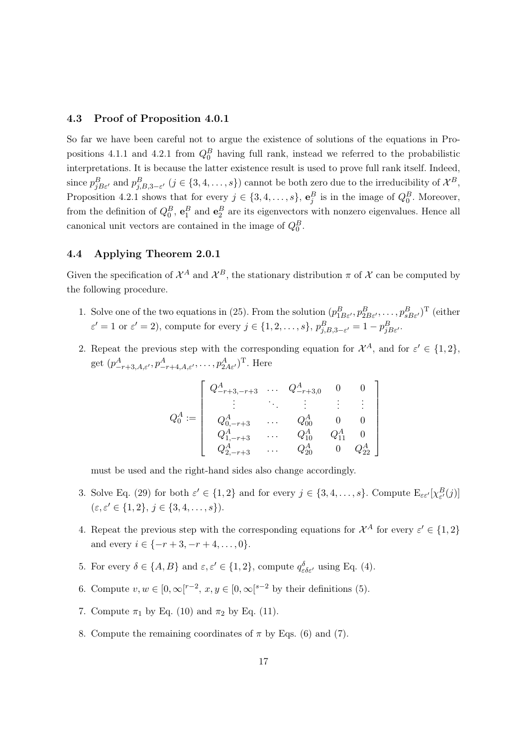### 4.3 Proof of Proposition 4.0.1

So far we have been careful not to argue the existence of solutions of the equations in Propositions 4.1.1 and 4.2.1 from $Q_0^B$ having full rank, instead we referred to the probabilistic interpretations. It is because the latter existence result is used to prove full rank itself. Indeed, since $p_{jB\varepsilon'}^B$ and $p_{j,B,3-\varepsilon'}^B$ ($j \in \{3,4,\ldots,s\}$) cannot be both zero due to the irreducibility of $\mathcal{X}^B$, Proposition 4.2.1 shows that for every $j \in \{3,4,\ldots,s\}$, $\mathbf{e}_j^B$ is in the image of $Q_0^B$. Moreover, from the definition of $Q_0^B$, $\mathbf{e}_1^B$ and $\mathbf{e}_2^B$ are its eigenvectors with nonzero eigenvalues. Hence all canonical unit vectors are contained in the image of $Q_0^B$.

### 4.4 Applying Theorem 2.0.1

Given the specification of $\mathcal{X}^A$ and $\mathcal{X}^B$, the stationary distribution $\pi$ of $\mathcal{X}$ can be computed by the following procedure.

1. Solve one of the two equations in (25). From the solution $(p_{1B\varepsilon'}^B, p_{2B\varepsilon'}^B, \ldots, p_{sB\varepsilon'}^B)^{\mathrm{T}}$ (either $\varepsilon' = 1$ or $\varepsilon' = 2$), compute for every $j \in \{1,2,\ldots,s\}$, $p_{j,B,3-\varepsilon'}^B = 1 - p_{jB\varepsilon'}^B$.

2. Repeat the previous step with the corresponding equation for $\mathcal{X}^A$, and for $\varepsilon' \in \{1,2\}$, get $(p_{-r+3,A,\varepsilon'}^A, p_{-r+4,A,\varepsilon'}^A, \ldots, p_{2A\varepsilon'}^A)^{\mathrm{T}}$. Here

$$
Q_0^A := \begin{bmatrix}
Q_{-r+3,-r+3}^A & \cdots & Q_{-r+3,0}^A & 0 & 0 \\
\vdots & \ddots & \vdots & \vdots & \vdots \\
Q_{0,-r+3}^A & \cdots & Q_{00}^A & 0 & 0 \\
Q_{1,-r+3}^A & \cdots & Q_{10}^A & Q_{11}^A & 0 \\
Q_{2,-r+3}^A & \cdots & Q_{20}^A & 0 & Q_{22}^A
\end{bmatrix}
$$

   must be used and the right-hand sides also change accordingly.

3. Solve Eq. (29) for both $\varepsilon' \in \{1,2\}$ and for every $j \in \{3,4,\ldots,s\}$. Compute $\mathrm{E}_{\varepsilon\varepsilon'}[\chi_{\varepsilon'}^B(j)]$ ($\varepsilon, \varepsilon' \in \{1,2\}$, $j \in \{3,4,\ldots,s\}$).

4. Repeat the previous step with the corresponding equations for $\mathcal{X}^A$ for every $\varepsilon' \in \{1,2\}$ and every $i \in \{-r+3, -r+4, \ldots, 0\}$.

5. For every $\delta \in \{A,B\}$ and $\varepsilon, \varepsilon' \in \{1,2\}$, compute $q_{\varepsilon\delta\varepsilon'}^\delta$ using Eq. (4).

6. Compute $v, w \in [0,\infty[^{r-2}$, $x, y \in [0,\infty[^{s-2}$ by their definitions (5).

7. Compute $\pi_1$ by Eq. (10) and $\pi_2$ by Eq. (11).

8. Compute the remaining coordinates of $\pi$ by Eqs. (6) and (7).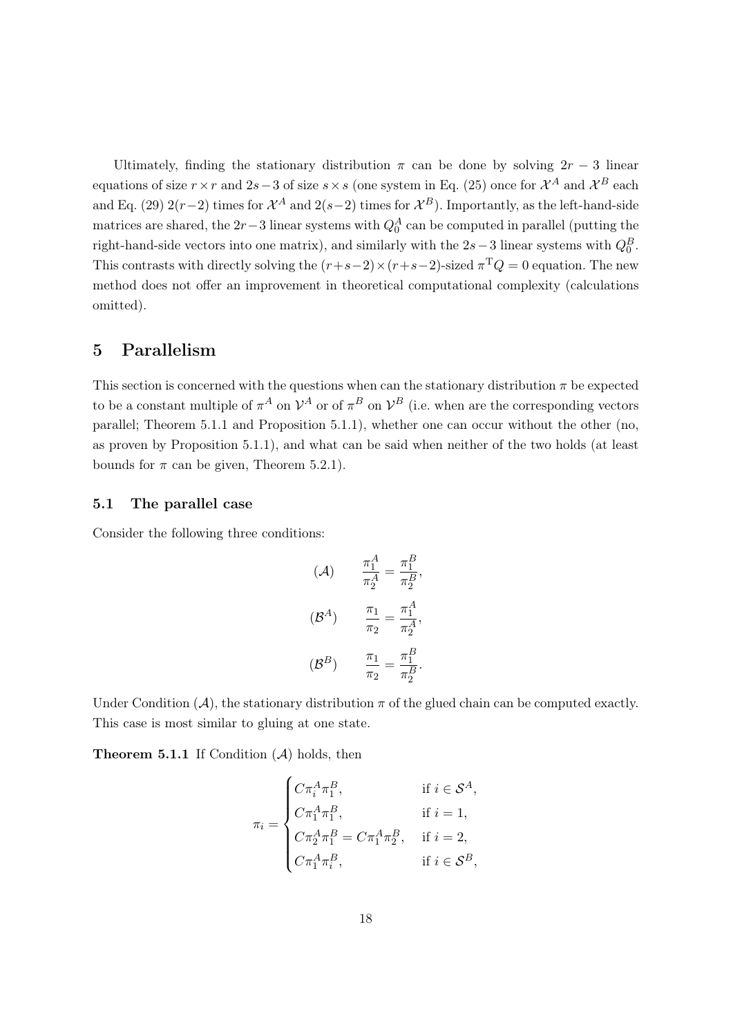Ultimately, finding the stationary distribution $\pi$ can be done by solving $2r-3$ linear equations of size $r \times r$ and $2s-3$ of size $s \times s$ (one system in Eq. (25) once for $\mathcal{X}^A$ and $\mathcal{X}^B$ each and Eq. (29) $2(r-2)$ times for $\mathcal{X}^A$ and $2(s-2)$ times for $\mathcal{X}^B$). Importantly, as the left-hand-side matrices are shared, the $2r-3$ linear systems with $Q_0^A$ can be computed in parallel (putting the right-hand-side vectors into one matrix), and similarly with the $2s-3$ linear systems with $Q_0^B$. This contrasts with directly solving the $(r+s-2)\times(r+s-2)$-sized $\pi^{\mathrm{T}}Q = 0$ equation. The new method does not offer an improvement in theoretical computational complexity (calculations omitted).

# 5 Parallelism

This section is concerned with the questions when can the stationary distribution $\pi$ be expected to be a constant multiple of $\pi^A$ on $\mathcal{V}^A$ or of $\pi^B$ on $\mathcal{V}^B$ (i.e. when are the corresponding vectors parallel; Theorem 5.1.1 and Proposition 5.1.1), whether one can occur without the other (no, as proven by Proposition 5.1.1), and what can be said when neither of the two holds (at least bounds for $\pi$ can be given, Theorem 5.2.1).

## 5.1 The parallel case

Consider the following three conditions:

$$(\mathcal{A}) \qquad \frac{\pi_1^A}{\pi_2^A} = \frac{\pi_1^B}{\pi_2^B},$$

$$(\mathcal{B}^A) \qquad \frac{\pi_1}{\pi_2} = \frac{\pi_1^A}{\pi_2^A},$$

$$(\mathcal{B}^B) \qquad \frac{\pi_1}{\pi_2} = \frac{\pi_1^B}{\pi_2^B}.$$

Under Condition $(\mathcal{A})$, the stationary distribution $\pi$ of the glued chain can be computed exactly. This case is most similar to gluing at one state.

**Theorem 5.1.1** If Condition $(\mathcal{A})$ holds, then

$$\pi_i = \begin{cases} C\pi_i^A\pi_1^B, & \text{if } i \in \mathcal{S}^A, \\ C\pi_1^A\pi_1^B, & \text{if } i = 1, \\ C\pi_2^A\pi_1^B = C\pi_1^A\pi_2^B, & \text{if } i = 2, \\ C\pi_1^A\pi_i^B, & \text{if } i \in \mathcal{S}^B, \end{cases}$$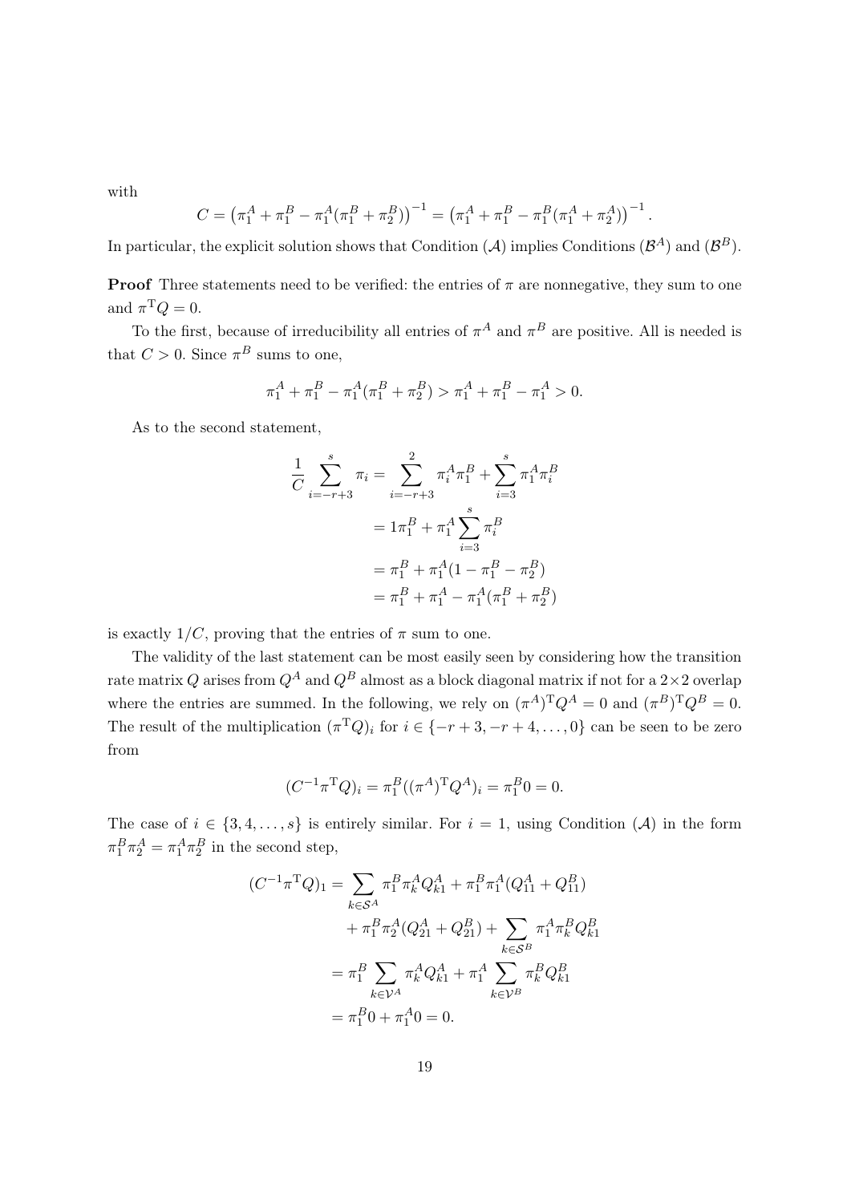with

$$C = \left(\pi_1^A + \pi_1^B - \pi_1^A(\pi_1^B + \pi_2^B)\right)^{-1} = \left(\pi_1^A + \pi_1^B - \pi_1^B(\pi_1^A + \pi_2^A)\right)^{-1}.$$

In particular, the explicit solution shows that Condition ($\mathcal{A}$) implies Conditions ($\mathcal{B}^A$) and ($\mathcal{B}^B$).

**Proof** Three statements need to be verified: the entries of $\pi$ are nonnegative, they sum to one and $\pi^{\mathrm{T}}Q = 0$.

To the first, because of irreducibility all entries of $\pi^A$ and $\pi^B$ are positive. All is needed is that $C > 0$. Since $\pi^B$ sums to one,

$$\pi_1^A + \pi_1^B - \pi_1^A(\pi_1^B + \pi_2^B) > \pi_1^A + \pi_1^B - \pi_1^A > 0.$$

As to the second statement,

$$\begin{aligned}
\frac{1}{C}\sum_{i=-r+3}^{s} \pi_i &= \sum_{i=-r+3}^{2} \pi_i^A \pi_1^B + \sum_{i=3}^{s} \pi_1^A \pi_i^B \\
&= 1\pi_1^B + \pi_1^A \sum_{i=3}^{s} \pi_i^B \\
&= \pi_1^B + \pi_1^A(1 - \pi_1^B - \pi_2^B) \\
&= \pi_1^B + \pi_1^A - \pi_1^A(\pi_1^B + \pi_2^B)
\end{aligned}$$

is exactly $1/C$, proving that the entries of $\pi$ sum to one.

The validity of the last statement can be most easily seen by considering how the transition rate matrix $Q$ arises from $Q^A$ and $Q^B$ almost as a block diagonal matrix if not for a $2\times 2$ overlap where the entries are summed. In the following, we rely on $(\pi^A)^{\mathrm{T}}Q^A = 0$ and $(\pi^B)^{\mathrm{T}}Q^B = 0$. The result of the multiplication $(\pi^{\mathrm{T}}Q)_i$ for $i \in \{-r+3, -r+4, \ldots, 0\}$ can be seen to be zero from

$$(C^{-1}\pi^{\mathrm{T}}Q)_i = \pi_1^B((\pi^A)^{\mathrm{T}}Q^A)_i = \pi_1^B 0 = 0.$$

The case of $i \in \{3, 4, \ldots, s\}$ is entirely similar. For $i = 1$, using Condition ($\mathcal{A}$) in the form $\pi_1^B \pi_2^A = \pi_1^A \pi_2^B$ in the second step,

$$\begin{aligned}
(C^{-1}\pi^{\mathrm{T}}Q)_1 &= \sum_{k \in \mathcal{S}^A} \pi_1^B \pi_k^A Q_{k1}^A + \pi_1^B \pi_1^A (Q_{11}^A + Q_{11}^B) \\
&\quad + \pi_1^B \pi_2^A (Q_{21}^A + Q_{21}^B) + \sum_{k \in \mathcal{S}^B} \pi_1^A \pi_k^B Q_{k1}^B \\
&= \pi_1^B \sum_{k \in \mathcal{V}^A} \pi_k^A Q_{k1}^A + \pi_1^A \sum_{k \in \mathcal{V}^B} \pi_k^B Q_{k1}^B \\
&= \pi_1^B 0 + \pi_1^A 0 = 0.
\end{aligned}$$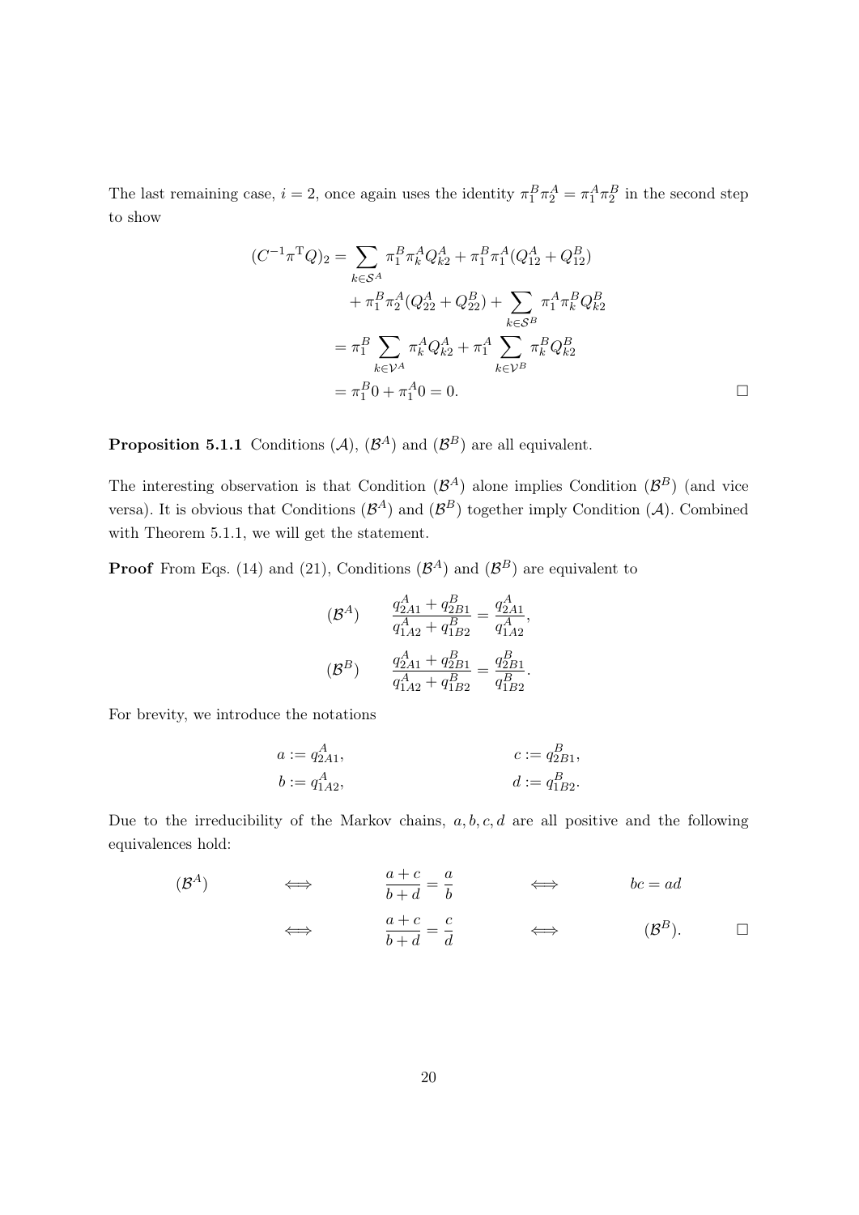The last remaining case, $i = 2$, once again uses the identity $\pi_1^B \pi_2^A = \pi_1^A \pi_2^B$ in the second step to show

$$
\begin{aligned}
(C^{-1}\pi^{\mathrm{T}} Q)_2 &= \sum_{k \in \mathcal{S}^A} \pi_1^B \pi_k^A Q_{k2}^A + \pi_1^B \pi_1^A (Q_{12}^A + Q_{12}^B) \\
&\quad + \pi_1^B \pi_2^A (Q_{22}^A + Q_{22}^B) + \sum_{k \in \mathcal{S}^B} \pi_1^A \pi_k^B Q_{k2}^B \\
&= \pi_1^B \sum_{k \in \mathcal{V}^A} \pi_k^A Q_{k2}^A + \pi_1^A \sum_{k \in \mathcal{V}^B} \pi_k^B Q_{k2}^B \\
&= \pi_1^B 0 + \pi_1^A 0 = 0.
\end{aligned}
$$

□

**Proposition 5.1.1** Conditions $(\mathcal{A})$, $(\mathcal{B}^A)$ and $(\mathcal{B}^B)$ are all equivalent.

The interesting observation is that Condition $(\mathcal{B}^A)$ alone implies Condition $(\mathcal{B}^B)$ (and vice versa). It is obvious that Conditions $(\mathcal{B}^A)$ and $(\mathcal{B}^B)$ together imply Condition $(\mathcal{A})$. Combined with Theorem 5.1.1, we will get the statement.

**Proof** From Eqs. (14) and (21), Conditions $(\mathcal{B}^A)$ and $(\mathcal{B}^B)$ are equivalent to

$$
(\mathcal{B}^A) \qquad \frac{q_{2A1}^A + q_{2B1}^B}{q_{1A2}^A + q_{1B2}^B} = \frac{q_{2A1}^A}{q_{1A2}^A},
$$

$$
(\mathcal{B}^B) \qquad \frac{q_{2A1}^A + q_{2B1}^B}{q_{1A2}^A + q_{1B2}^B} = \frac{q_{2B1}^B}{q_{1B2}^B}.
$$

For brevity, we introduce the notations

$$
a := q_{2A1}^A, \qquad c := q_{2B1}^B,
$$

$$
b := q_{1A2}^A, \qquad d := q_{1B2}^B.
$$

Due to the irreducibility of the Markov chains, $a, b, c, d$ are all positive and the following equivalences hold:

$$
\begin{aligned}
(\mathcal{B}^A) \quad &\iff \quad \frac{a+c}{b+d} = \frac{a}{b} \quad \iff \quad bc = ad \\
&\iff \quad \frac{a+c}{b+d} = \frac{c}{d} \quad \iff \quad (\mathcal{B}^B).
\end{aligned}
$$

□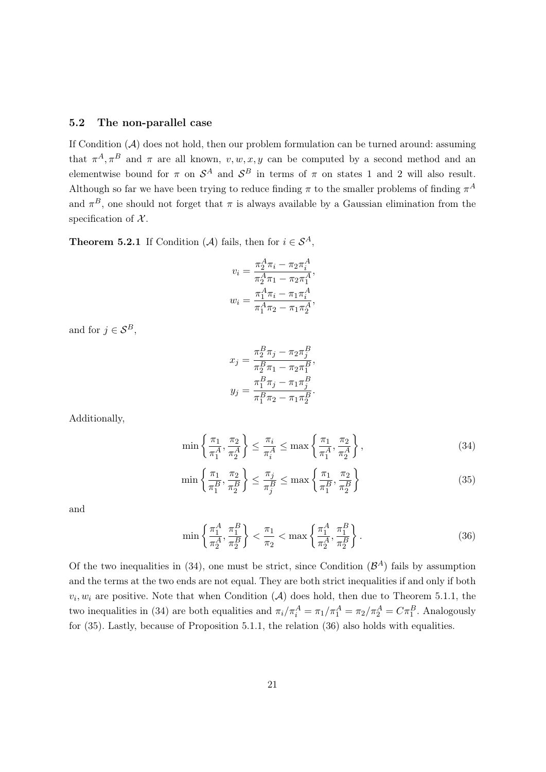### 5.2 The non-parallel case

If Condition $(\mathcal{A})$ does not hold, then our problem formulation can be turned around: assuming that $\pi^A, \pi^B$ and $\pi$ are all known, $v, w, x, y$ can be computed by a second method and an elementwise bound for $\pi$ on $\mathcal{S}^A$ and $\mathcal{S}^B$ in terms of $\pi$ on states 1 and 2 will also result. Although so far we have been trying to reduce finding $\pi$ to the smaller problems of finding $\pi^A$ and $\pi^B$, one should not forget that $\pi$ is always available by a Gaussian elimination from the specification of $\mathcal{X}$.

**Theorem 5.2.1** If Condition $(\mathcal{A})$ fails, then for $i \in \mathcal{S}^A$,

$$v_i = \frac{\pi_2^A \pi_i - \pi_2 \pi_i^A}{\pi_2^A \pi_1 - \pi_2 \pi_1^A},$$
$$w_i = \frac{\pi_1^A \pi_i - \pi_1 \pi_i^A}{\pi_1^A \pi_2 - \pi_1 \pi_2^A},$$

and for $j \in \mathcal{S}^B$,

$$x_j = \frac{\pi_2^B \pi_j - \pi_2 \pi_j^B}{\pi_2^B \pi_1 - \pi_2 \pi_1^B},$$
$$y_j = \frac{\pi_1^B \pi_j - \pi_1 \pi_j^B}{\pi_1^B \pi_2 - \pi_1 \pi_2^B}.$$

Additionally,

$$\min\left\{\frac{\pi_1}{\pi_1^A}, \frac{\pi_2}{\pi_2^A}\right\} \leq \frac{\pi_i}{\pi_i^A} \leq \max\left\{\frac{\pi_1}{\pi_1^A}, \frac{\pi_2}{\pi_2^A}\right\}, \tag{34}$$

$$\min\left\{\frac{\pi_1}{\pi_1^B}, \frac{\pi_2}{\pi_2^B}\right\} \leq \frac{\pi_j}{\pi_j^B} \leq \max\left\{\frac{\pi_1}{\pi_1^B}, \frac{\pi_2}{\pi_2^B}\right\} \tag{35}$$

and

$$\min\left\{\frac{\pi_1^A}{\pi_2^A}, \frac{\pi_1^B}{\pi_2^B}\right\} < \frac{\pi_1}{\pi_2} < \max\left\{\frac{\pi_1^A}{\pi_2^A}, \frac{\pi_1^B}{\pi_2^B}\right\}. \tag{36}$$

Of the two inequalities in (34), one must be strict, since Condition $(\mathcal{B}^A)$ fails by assumption and the terms at the two ends are not equal. They are both strict inequalities if and only if both $v_i, w_i$ are positive. Note that when Condition $(\mathcal{A})$ does hold, then due to Theorem 5.1.1, the two inequalities in (34) are both equalities and $\pi_i/\pi_i^A = \pi_1/\pi_1^A = \pi_2/\pi_2^A = C\pi_1^B$. Analogously for (35). Lastly, because of Proposition 5.1.1, the relation (36) also holds with equalities.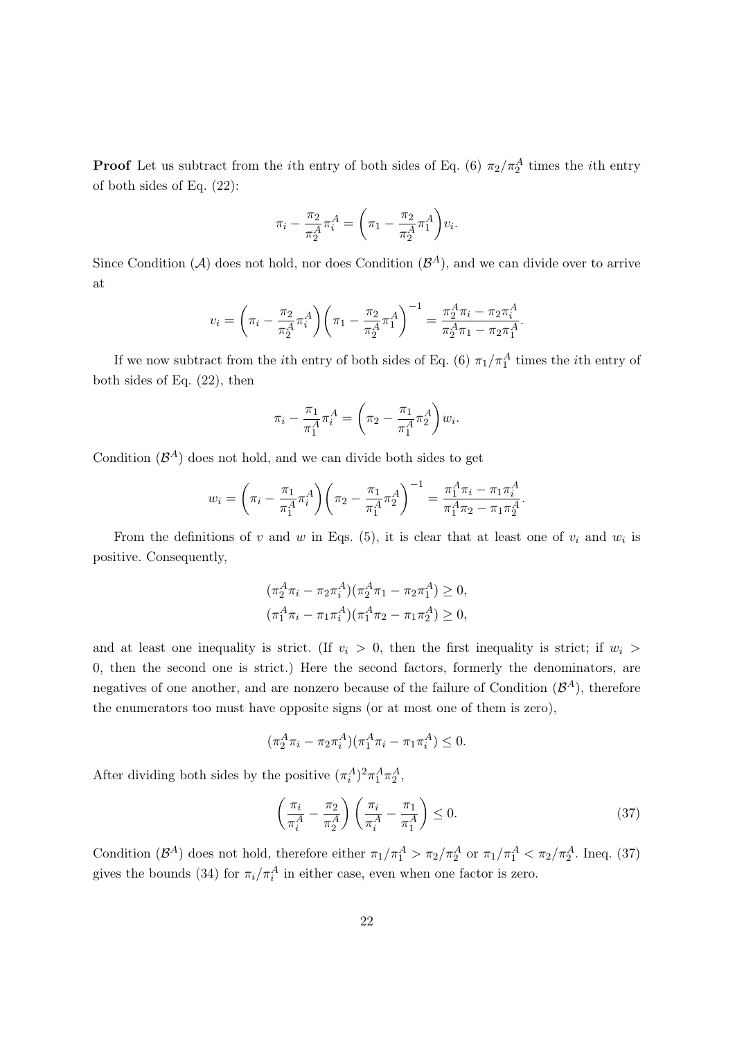**Proof** Let us subtract from the $i$th entry of both sides of Eq. (6) $\pi_2/\pi_2^A$ times the $i$th entry of both sides of Eq. (22):

$$\pi_i - \frac{\pi_2}{\pi_2^A}\pi_i^A = \left(\pi_1 - \frac{\pi_2}{\pi_2^A}\pi_1^A\right)v_i.$$

Since Condition ($\mathcal{A}$) does not hold, nor does Condition ($\mathcal{B}^A$), and we can divide over to arrive at

$$v_i = \left(\pi_i - \frac{\pi_2}{\pi_2^A}\pi_i^A\right)\left(\pi_1 - \frac{\pi_2}{\pi_2^A}\pi_1^A\right)^{-1} = \frac{\pi_2^A\pi_i - \pi_2\pi_i^A}{\pi_2^A\pi_1 - \pi_2\pi_1^A}.$$

If we now subtract from the $i$th entry of both sides of Eq. (6) $\pi_1/\pi_1^A$ times the $i$th entry of both sides of Eq. (22), then

$$\pi_i - \frac{\pi_1}{\pi_1^A}\pi_i^A = \left(\pi_2 - \frac{\pi_1}{\pi_1^A}\pi_2^A\right)w_i.$$

Condition ($\mathcal{B}^A$) does not hold, and we can divide both sides to get

$$w_i = \left(\pi_i - \frac{\pi_1}{\pi_1^A}\pi_i^A\right)\left(\pi_2 - \frac{\pi_1}{\pi_1^A}\pi_2^A\right)^{-1} = \frac{\pi_1^A\pi_i - \pi_1\pi_i^A}{\pi_1^A\pi_2 - \pi_1\pi_2^A}.$$

From the definitions of $v$ and $w$ in Eqs. (5), it is clear that at least one of $v_i$ and $w_i$ is positive. Consequently,

$$(\pi_2^A\pi_i - \pi_2\pi_i^A)(\pi_2^A\pi_1 - \pi_2\pi_1^A) \geq 0,$$
$$(\pi_1^A\pi_i - \pi_1\pi_i^A)(\pi_1^A\pi_2 - \pi_1\pi_2^A) \geq 0,$$

and at least one inequality is strict. (If $v_i > 0$, then the first inequality is strict; if $w_i > 0$, then the second one is strict.) Here the second factors, formerly the denominators, are negatives of one another, and are nonzero because of the failure of Condition ($\mathcal{B}^A$), therefore the enumerators too must have opposite signs (or at most one of them is zero),

$$(\pi_2^A\pi_i - \pi_2\pi_i^A)(\pi_1^A\pi_i - \pi_1\pi_i^A) \leq 0.$$

After dividing both sides by the positive $(\pi_i^A)^2\pi_1^A\pi_2^A$,

$$\left(\frac{\pi_i}{\pi_i^A} - \frac{\pi_2}{\pi_2^A}\right)\left(\frac{\pi_i}{\pi_i^A} - \frac{\pi_1}{\pi_1^A}\right) \leq 0. \tag{37}$$

Condition ($\mathcal{B}^A$) does not hold, therefore either $\pi_1/\pi_1^A > \pi_2/\pi_2^A$ or $\pi_1/\pi_1^A < \pi_2/\pi_2^A$. Ineq. (37) gives the bounds (34) for $\pi_i/\pi_i^A$ in either case, even when one factor is zero.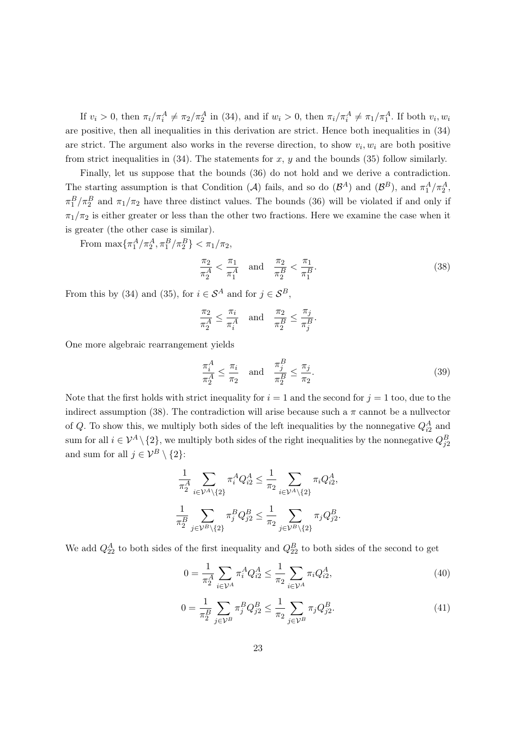If $v_i > 0$, then $\pi_i/\pi_i^A \neq \pi_2/\pi_2^A$ in (34), and if $w_i > 0$, then $\pi_i/\pi_i^A \neq \pi_1/\pi_1^A$. If both $v_i, w_i$ are positive, then all inequalities in this derivation are strict. Hence both inequalities in (34) are strict. The argument also works in the reverse direction, to show $v_i, w_i$ are both positive from strict inequalities in (34). The statements for $x$, $y$ and the bounds (35) follow similarly.

Finally, let us suppose that the bounds (36) do not hold and we derive a contradiction. The starting assumption is that Condition $(\mathcal{A})$ fails, and so do $(\mathcal{B}^A)$ and $(\mathcal{B}^B)$, and $\pi_1^A/\pi_2^A$, $\pi_1^B/\pi_2^B$ and $\pi_1/\pi_2$ have three distinct values. The bounds (36) will be violated if and only if $\pi_1/\pi_2$ is either greater or less than the other two fractions. Here we examine the case when it is greater (the other case is similar).

From $\max\{\pi_1^A/\pi_2^A, \pi_1^B/\pi_2^B\} < \pi_1/\pi_2$,

$$\frac{\pi_2}{\pi_2^A} < \frac{\pi_1}{\pi_1^A} \quad \text{and} \quad \frac{\pi_2}{\pi_2^B} < \frac{\pi_1}{\pi_1^B}. \tag{38}$$

From this by (34) and (35), for $i \in \mathcal{S}^A$ and for $j \in \mathcal{S}^B$,

$$\frac{\pi_2}{\pi_2^A} \leq \frac{\pi_i}{\pi_i^A} \quad \text{and} \quad \frac{\pi_2}{\pi_2^B} \leq \frac{\pi_j}{\pi_j^B}.$$

One more algebraic rearrangement yields

$$\frac{\pi_i^A}{\pi_2^A} \leq \frac{\pi_i}{\pi_2} \quad \text{and} \quad \frac{\pi_j^B}{\pi_2^B} \leq \frac{\pi_j}{\pi_2}. \tag{39}$$

Note that the first holds with strict inequality for $i = 1$ and the second for $j = 1$ too, due to the indirect assumption (38). The contradiction will arise because such a $\pi$ cannot be a nullvector of $Q$. To show this, we multiply both sides of the left inequalities by the nonnegative $Q_{i2}^A$ and sum for all $i \in \mathcal{V}^A \setminus \{2\}$, we multiply both sides of the right inequalities by the nonnegative $Q_{j2}^B$ and sum for all $j \in \mathcal{V}^B \setminus \{2\}$:

$$\frac{1}{\pi_2^A} \sum_{i \in \mathcal{V}^A \setminus \{2\}} \pi_i^A Q_{i2}^A \leq \frac{1}{\pi_2} \sum_{i \in \mathcal{V}^A \setminus \{2\}} \pi_i Q_{i2}^A,$$

$$\frac{1}{\pi_2^B} \sum_{j \in \mathcal{V}^B \setminus \{2\}} \pi_j^B Q_{j2}^B \leq \frac{1}{\pi_2} \sum_{j \in \mathcal{V}^B \setminus \{2\}} \pi_j Q_{j2}^B.$$

We add $Q_{22}^A$ to both sides of the first inequality and $Q_{22}^B$ to both sides of the second to get

$$0 = \frac{1}{\pi_2^A} \sum_{i \in \mathcal{V}^A} \pi_i^A Q_{i2}^A \leq \frac{1}{\pi_2} \sum_{i \in \mathcal{V}^A} \pi_i Q_{i2}^A, \tag{40}$$

$$0 = \frac{1}{\pi_2^B} \sum_{j \in \mathcal{V}^B} \pi_j^B Q_{j2}^B \leq \frac{1}{\pi_2} \sum_{j \in \mathcal{V}^B} \pi_j Q_{j2}^B. \tag{41}$$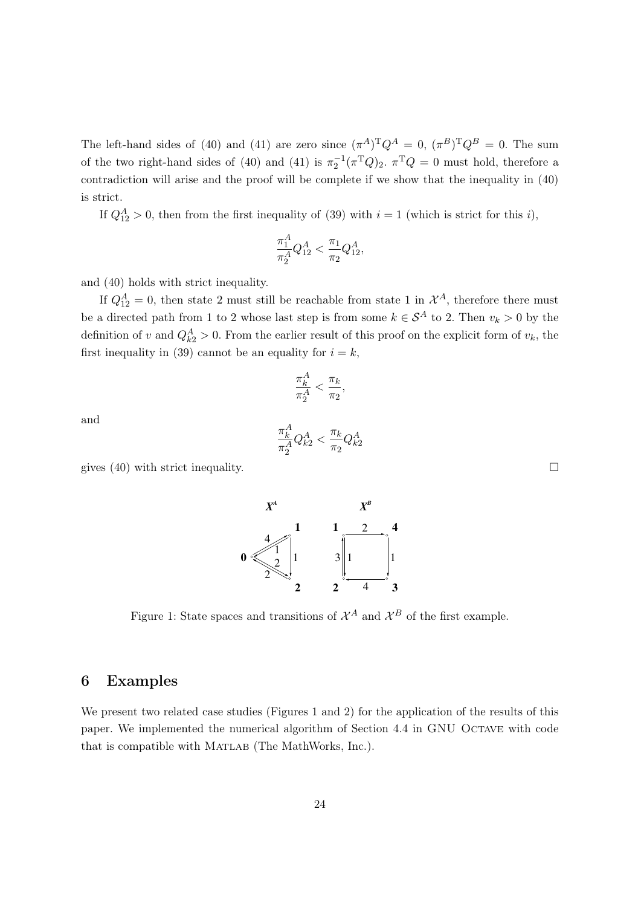The left-hand sides of (40) and (41) are zero since $(\pi^A)^{\mathrm{T}} Q^A = 0$, $(\pi^B)^{\mathrm{T}} Q^B = 0$. The sum of the two right-hand sides of (40) and (41) is $\pi_2^{-1}(\pi^{\mathrm{T}} Q)_2$. $\pi^{\mathrm{T}} Q = 0$ must hold, therefore a contradiction will arise and the proof will be complete if we show that the inequality in (40) is strict.

If $Q^A_{12} > 0$, then from the first inequality of (39) with $i = 1$ (which is strict for this $i$),

$$\frac{\pi^A_1}{\pi^A_2} Q^A_{12} < \frac{\pi_1}{\pi_2} Q^A_{12},$$

and (40) holds with strict inequality.

If $Q^A_{12} = 0$, then state 2 must still be reachable from state 1 in $\mathcal{X}^A$, therefore there must be a directed path from 1 to 2 whose last step is from some $k \in \mathcal{S}^A$ to 2. Then $v_k > 0$ by the definition of $v$ and $Q^A_{k2} > 0$. From the earlier result of this proof on the explicit form of $v_k$, the first inequality in (39) cannot be an equality for $i = k$,

$$\frac{\pi^A_k}{\pi^A_2} < \frac{\pi_k}{\pi_2},$$

and

$$\frac{\pi^A_k}{\pi^A_2} Q^A_{k2} < \frac{\pi_k}{\pi_2} Q^A_{k2}$$

gives (40) with strict inequality. □

Figure 1: State spaces and transitions of $\mathcal{X}^A$ and $\mathcal{X}^B$ of the first example.

## 6 Examples

We present two related case studies (Figures 1 and 2) for the application of the results of this paper. We implemented the numerical algorithm of Section 4.4 in GNU Octave with code that is compatible with Matlab (The MathWorks, Inc.).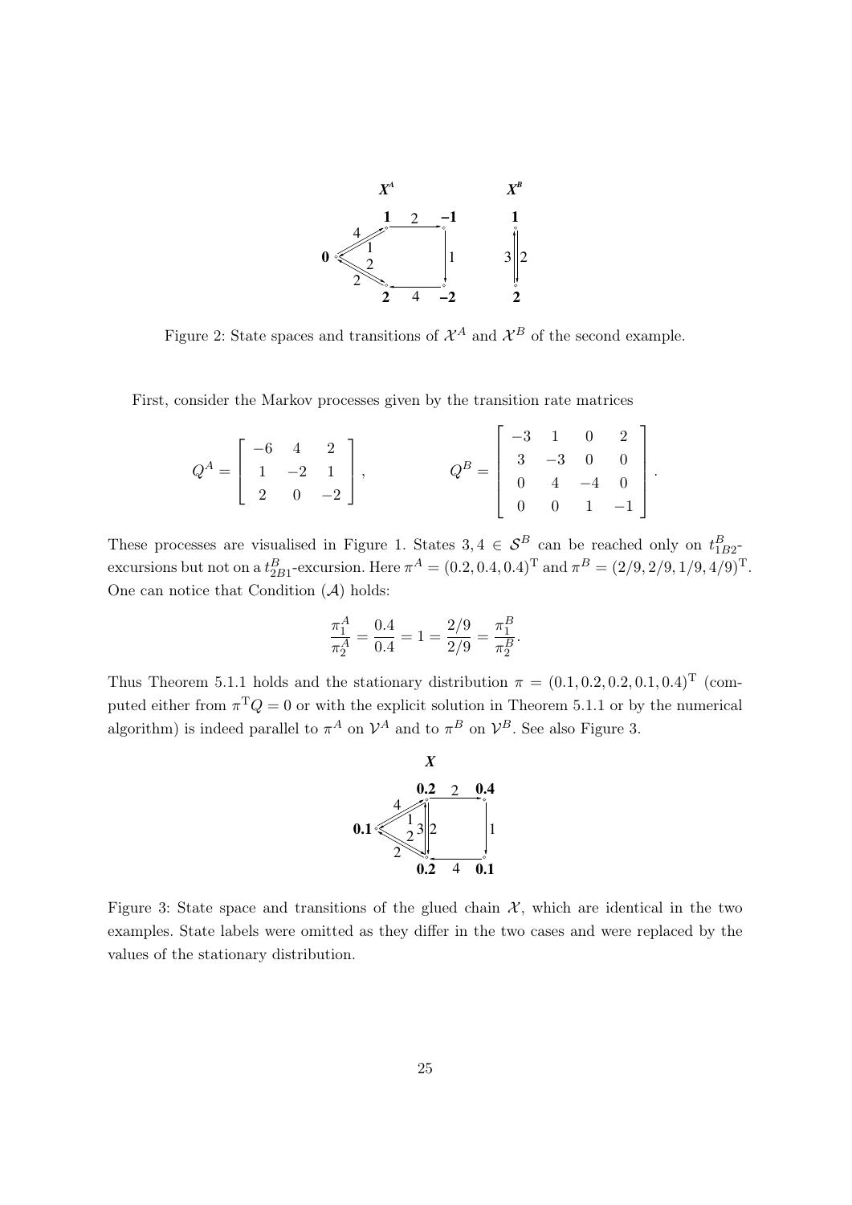Figure 2: State spaces and transitions of $\mathcal{X}^A$ and $\mathcal{X}^B$ of the second example.

First, consider the Markov processes given by the transition rate matrices

$$
Q^A = \begin{bmatrix} -6 & 4 & 2 \\ 1 & -2 & 1 \\ 2 & 0 & -2 \end{bmatrix}, \qquad Q^B = \begin{bmatrix} -3 & 1 & 0 & 2 \\ 3 & -3 & 0 & 0 \\ 0 & 4 & -4 & 0 \\ 0 & 0 & 1 & -1 \end{bmatrix}.
$$

These processes are visualised in Figure 1. States $3, 4 \in \mathcal{S}^B$ can be reached only on $t^B_{1B2}$-excursions but not on a $t^B_{2B1}$-excursion. Here $\pi^A = (0.2, 0.4, 0.4)^{\mathrm{T}}$ and $\pi^B = (2/9, 2/9, 1/9, 4/9)^{\mathrm{T}}$. One can notice that Condition ($\mathcal{A}$) holds:

$$
\frac{\pi^A_1}{\pi^A_2} = \frac{0.4}{0.4} = 1 = \frac{2/9}{2/9} = \frac{\pi^B_1}{\pi^B_2}.
$$

Thus Theorem 5.1.1 holds and the stationary distribution $\pi = (0.1, 0.2, 0.2, 0.1, 0.4)^{\mathrm{T}}$ (computed either from $\pi^{\mathrm{T}} Q = 0$ or with the explicit solution in Theorem 5.1.1 or by the numerical algorithm) is indeed parallel to $\pi^A$ on $\mathcal{V}^A$ and to $\pi^B$ on $\mathcal{V}^B$. See also Figure 3.

Figure 3: State space and transitions of the glued chain $\mathcal{X}$, which are identical in the two examples. State labels were omitted as they differ in the two cases and were replaced by the values of the stationary distribution.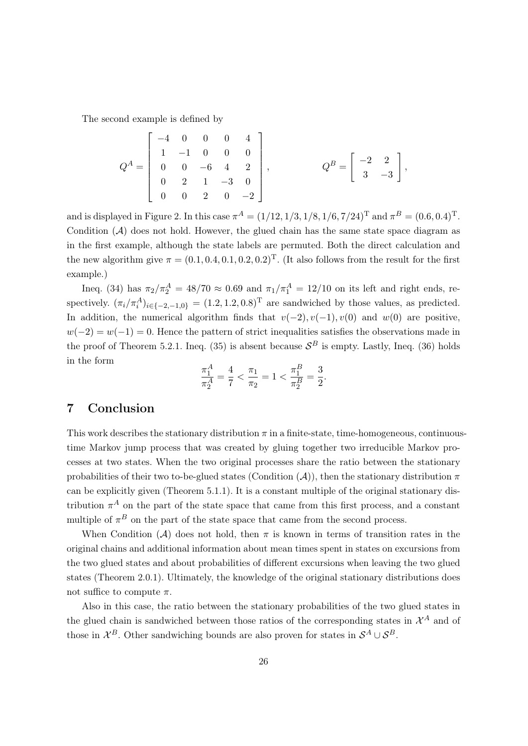The second example is defined by

$$
Q^A = \begin{bmatrix} -4 & 0 & 0 & 0 & 4 \\ 1 & -1 & 0 & 0 & 0 \\ 0 & 0 & -6 & 4 & 2 \\ 0 & 2 & 1 & -3 & 0 \\ 0 & 0 & 2 & 0 & -2 \end{bmatrix}, \qquad Q^B = \begin{bmatrix} -2 & 2 \\ 3 & -3 \end{bmatrix},
$$

and is displayed in Figure 2. In this case $\pi^A = (1/12, 1/3, 1/8, 1/6, 7/24)^{\mathrm{T}}$ and $\pi^B = (0.6, 0.4)^{\mathrm{T}}$. Condition $(\mathcal{A})$ does not hold. However, the glued chain has the same state space diagram as in the first example, although the state labels are permuted. Both the direct calculation and the new algorithm give $\pi = (0.1, 0.4, 0.1, 0.2, 0.2)^{\mathrm{T}}$. (It also follows from the result for the first example.)

Ineq. (34) has $\pi_2/\pi_2^A = 48/70 \approx 0.69$ and $\pi_1/\pi_1^A = 12/10$ on its left and right ends, respectively. $(\pi_i/\pi_i^A)_{i\in\{-2,-1,0\}} = (1.2, 1.2, 0.8)^{\mathrm{T}}$ are sandwiched by those values, as predicted. In addition, the numerical algorithm finds that $v(-2), v(-1), v(0)$ and $w(0)$ are positive, $w(-2) = w(-1) = 0$. Hence the pattern of strict inequalities satisfies the observations made in the proof of Theorem 5.2.1. Ineq. (35) is absent because $\mathcal{S}^B$ is empty. Lastly, Ineq. (36) holds in the form

$$
\frac{\pi_1^A}{\pi_2^A} = \frac{4}{7} < \frac{\pi_1}{\pi_2} = 1 < \frac{\pi_1^B}{\pi_2^B} = \frac{3}{2}.
$$

## 7 Conclusion

This work describes the stationary distribution $\pi$ in a finite-state, time-homogeneous, continuous-time Markov jump process that was created by gluing together two irreducible Markov processes at two states. When the two original processes share the ratio between the stationary probabilities of their two to-be-glued states (Condition $(\mathcal{A})$), then the stationary distribution $\pi$ can be explicitly given (Theorem 5.1.1). It is a constant multiple of the original stationary distribution $\pi^A$ on the part of the state space that came from this first process, and a constant multiple of $\pi^B$ on the part of the state space that came from the second process.

When Condition $(\mathcal{A})$ does not hold, then $\pi$ is known in terms of transition rates in the original chains and additional information about mean times spent in states on excursions from the two glued states and about probabilities of different excursions when leaving the two glued states (Theorem 2.0.1). Ultimately, the knowledge of the original stationary distributions does not suffice to compute $\pi$.

Also in this case, the ratio between the stationary probabilities of the two glued states in the glued chain is sandwiched between those ratios of the corresponding states in $\mathcal{X}^A$ and of those in $\mathcal{X}^B$. Other sandwiching bounds are also proven for states in $\mathcal{S}^A \cup \mathcal{S}^B$.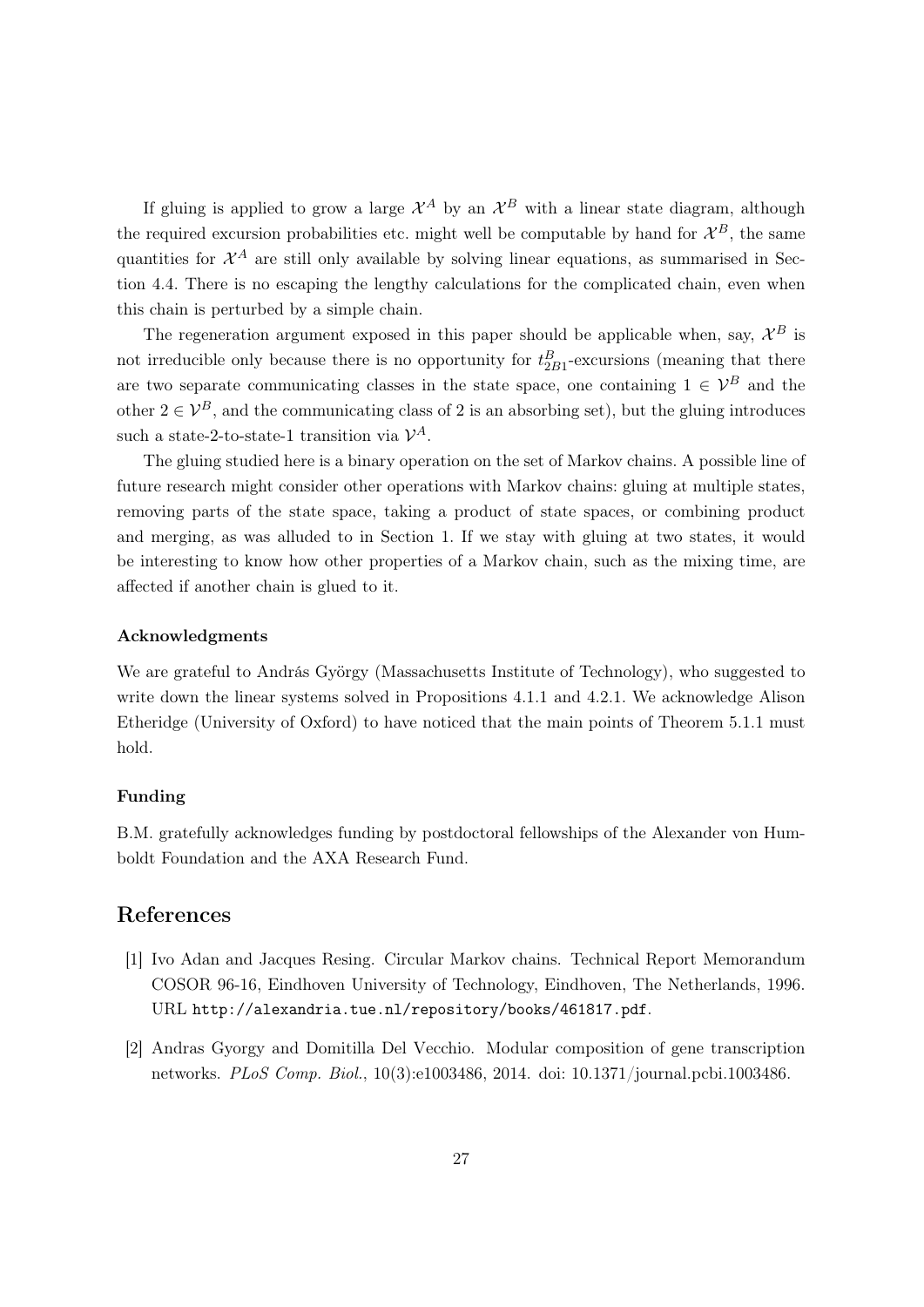If gluing is applied to grow a large $\mathcal{X}^A$ by an $\mathcal{X}^B$ with a linear state diagram, although the required excursion probabilities etc. might well be computable by hand for $\mathcal{X}^B$, the same quantities for $\mathcal{X}^A$ are still only available by solving linear equations, as summarised in Section 4.4. There is no escaping the lengthy calculations for the complicated chain, even when this chain is perturbed by a simple chain.

The regeneration argument exposed in this paper should be applicable when, say, $\mathcal{X}^B$ is not irreducible only because there is no opportunity for $t^B_{2B1}$-excursions (meaning that there are two separate communicating classes in the state space, one containing $1 \in \mathcal{V}^B$ and the other $2 \in \mathcal{V}^B$, and the communicating class of 2 is an absorbing set), but the gluing introduces such a state-2-to-state-1 transition via $\mathcal{V}^A$.

The gluing studied here is a binary operation on the set of Markov chains. A possible line of future research might consider other operations with Markov chains: gluing at multiple states, removing parts of the state space, taking a product of state spaces, or combining product and merging, as was alluded to in Section 1. If we stay with gluing at two states, it would be interesting to know how other properties of a Markov chain, such as the mixing time, are affected if another chain is glued to it.

#### Acknowledgments

We are grateful to András György (Massachusetts Institute of Technology), who suggested to write down the linear systems solved in Propositions 4.1.1 and 4.2.1. We acknowledge Alison Etheridge (University of Oxford) to have noticed that the main points of Theorem 5.1.1 must hold.

#### Funding

B.M. gratefully acknowledges funding by postdoctoral fellowships of the Alexander von Humboldt Foundation and the AXA Research Fund.

## References

[1] Ivo Adan and Jacques Resing. Circular Markov chains. Technical Report Memorandum COSOR 96-16, Eindhoven University of Technology, Eindhoven, The Netherlands, 1996. URL `http://alexandria.tue.nl/repository/books/461817.pdf`.

[2] Andras Gyorgy and Domitilla Del Vecchio. Modular composition of gene transcription networks. *PLoS Comp. Biol.*, 10(3):e1003486, 2014. doi: 10.1371/journal.pcbi.1003486.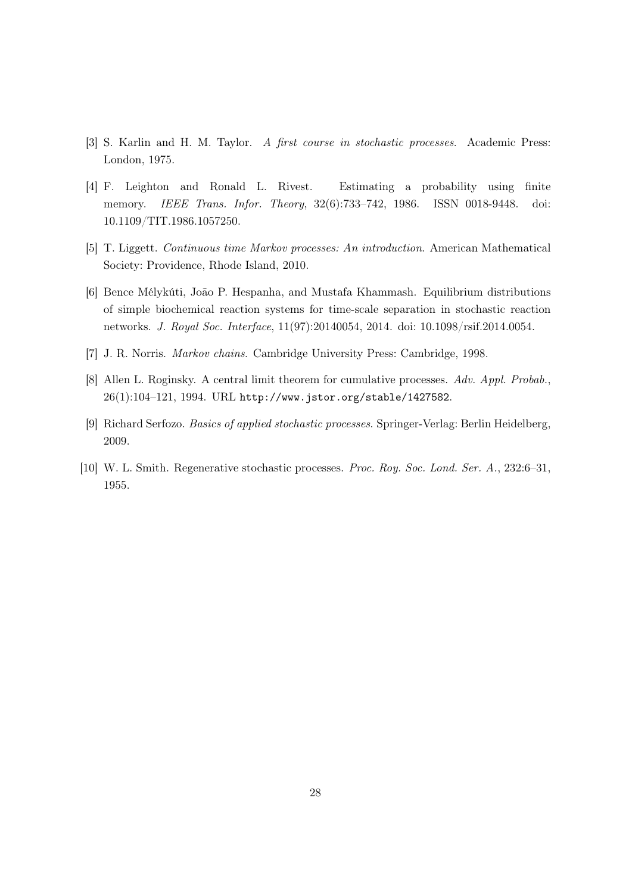[3] S. Karlin and H. M. Taylor. *A first course in stochastic processes*. Academic Press: London, 1975.

[4] F. Leighton and Ronald L. Rivest. Estimating a probability using finite memory. *IEEE Trans. Infor. Theory*, 32(6):733–742, 1986. ISSN 0018-9448. doi: 10.1109/TIT.1986.1057250.

[5] T. Liggett. *Continuous time Markov processes: An introduction*. American Mathematical Society: Providence, Rhode Island, 2010.

[6] Bence Mélykúti, João P. Hespanha, and Mustafa Khammash. Equilibrium distributions of simple biochemical reaction systems for time-scale separation in stochastic reaction networks. *J. Royal Soc. Interface*, 11(97):20140054, 2014. doi: 10.1098/rsif.2014.0054.

[7] J. R. Norris. *Markov chains*. Cambridge University Press: Cambridge, 1998.

[8] Allen L. Roginsky. A central limit theorem for cumulative processes. *Adv. Appl. Probab.*, 26(1):104–121, 1994. URL `http://www.jstor.org/stable/1427582`.

[9] Richard Serfozo. *Basics of applied stochastic processes*. Springer-Verlag: Berlin Heidelberg, 2009.

[10] W. L. Smith. Regenerative stochastic processes. *Proc. Roy. Soc. Lond. Ser. A.*, 232:6–31, 1955.